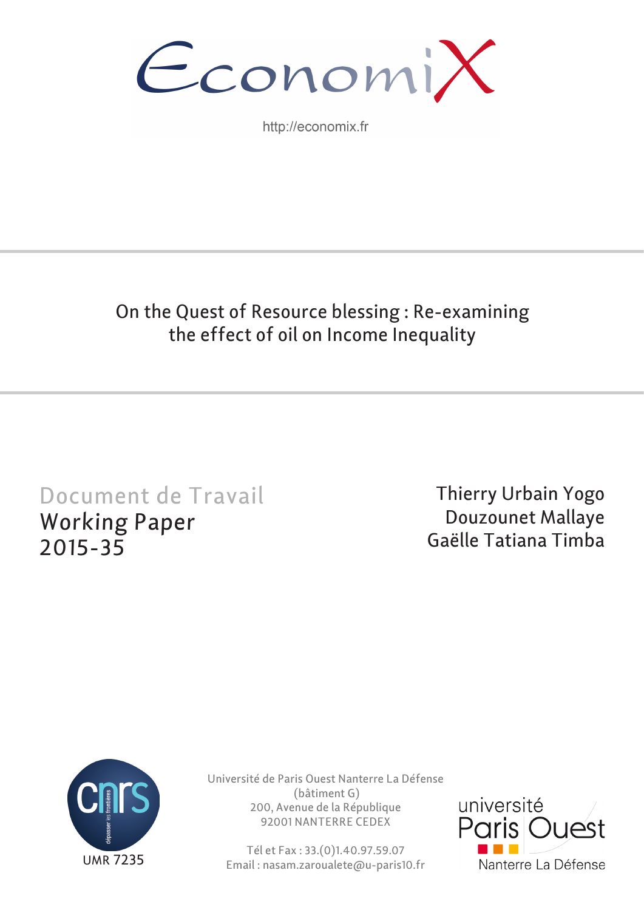EconomiX

http://economix.fr

# On the Quest of Resource blessing : Re-examining the effect of oil on Income Inequality

Document de Travail
Working Paper
2015-35

Thierry Urbain Yogo
Douzounet Mallaye
Gaëlle Tatiana Timba

UMR 7235

Université de Paris Ouest Nanterre La Défense
(bâtiment G)
200, Avenue de la République
92001 NANTERRE CEDEX

Tél et Fax : 33.(0)1.40.97.59.07
Email : nasam.zaroualete@u-paris10.fr

université Paris Ouest Nanterre La Défense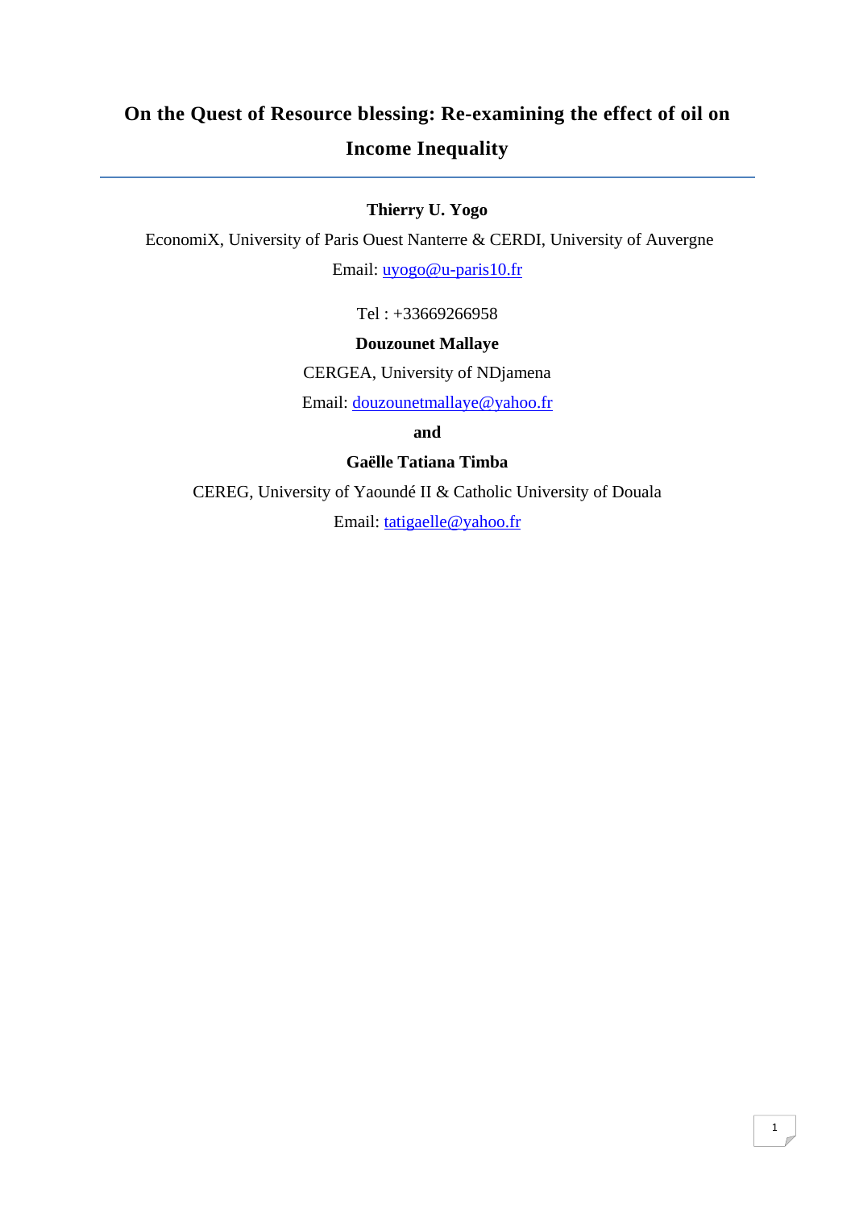# On the Quest of Resource blessing: Re-examining the effect of oil on Income Inequality

**Thierry U. Yogo**

EconomiX, University of Paris Ouest Nanterre & CERDI, University of Auvergne

Email: uyogo@u-paris10.fr

Tel : +33669266958

**Douzounet Mallaye**

CERGEA, University of NDjamena

Email: douzounetmallaye@yahoo.fr

**and**

**Gaëlle Tatiana Timba**

CEREG, University of Yaoundé II & Catholic University of Douala

Email: tatigaelle@yahoo.fr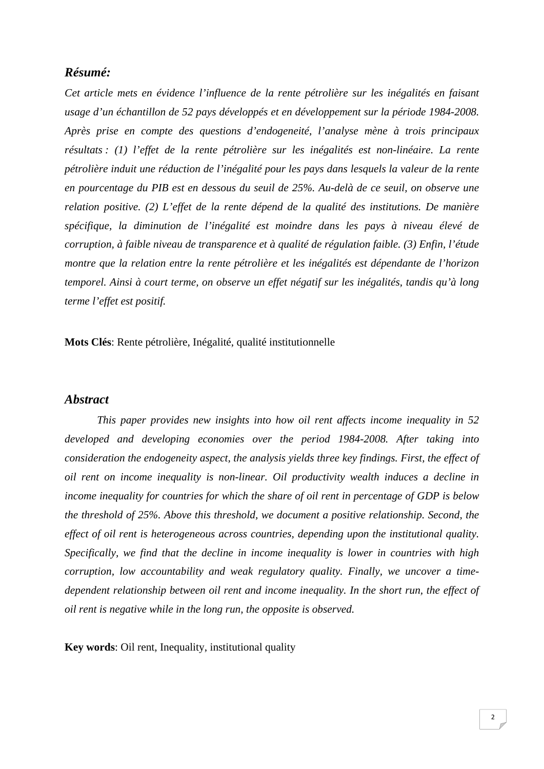## *Résumé:*

*Cet article mets en évidence l'influence de la rente pétrolière sur les inégalités en faisant usage d'un échantillon de 52 pays développés et en développement sur la période 1984-2008. Après prise en compte des questions d'endogeneité, l'analyse mène à trois principaux résultats : (1) l'effet de la rente pétrolière sur les inégalités est non-linéaire. La rente pétrolière induit une réduction de l'inégalité pour les pays dans lesquels la valeur de la rente en pourcentage du PIB est en dessous du seuil de 25%. Au-delà de ce seuil, on observe une relation positive. (2) L'effet de la rente dépend de la qualité des institutions. De manière spécifique, la diminution de l'inégalité est moindre dans les pays à niveau élevé de corruption, à faible niveau de transparence et à qualité de régulation faible. (3) Enfin, l'étude montre que la relation entre la rente pétrolière et les inégalités est dépendante de l'horizon temporel. Ainsi à court terme, on observe un effet négatif sur les inégalités, tandis qu'à long terme l'effet est positif.*

**Mots Clés**: Rente pétrolière, Inégalité, qualité institutionnelle

## *Abstract*

*This paper provides new insights into how oil rent affects income inequality in 52 developed and developing economies over the period 1984-2008. After taking into consideration the endogeneity aspect, the analysis yields three key findings. First, the effect of oil rent on income inequality is non-linear. Oil productivity wealth induces a decline in income inequality for countries for which the share of oil rent in percentage of GDP is below the threshold of 25%. Above this threshold, we document a positive relationship. Second, the effect of oil rent is heterogeneous across countries, depending upon the institutional quality. Specifically, we find that the decline in income inequality is lower in countries with high corruption, low accountability and weak regulatory quality. Finally, we uncover a time-dependent relationship between oil rent and income inequality. In the short run, the effect of oil rent is negative while in the long run, the opposite is observed.*

**Key words**: Oil rent, Inequality, institutional quality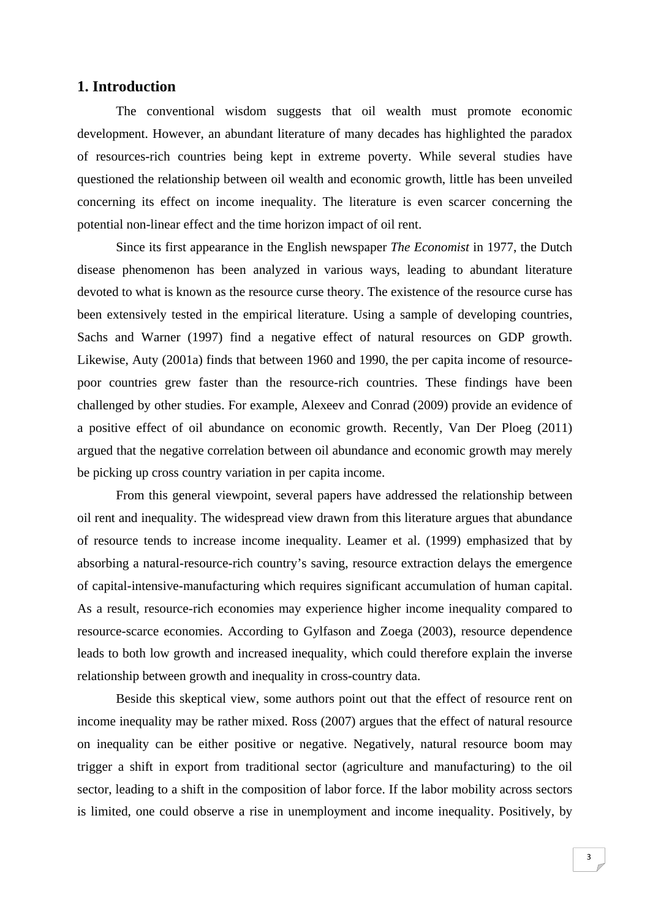## 1. Introduction

The conventional wisdom suggests that oil wealth must promote economic development. However, an abundant literature of many decades has highlighted the paradox of resources-rich countries being kept in extreme poverty. While several studies have questioned the relationship between oil wealth and economic growth, little has been unveiled concerning its effect on income inequality. The literature is even scarcer concerning the potential non-linear effect and the time horizon impact of oil rent.

Since its first appearance in the English newspaper *The Economist* in 1977, the Dutch disease phenomenon has been analyzed in various ways, leading to abundant literature devoted to what is known as the resource curse theory. The existence of the resource curse has been extensively tested in the empirical literature. Using a sample of developing countries, Sachs and Warner (1997) find a negative effect of natural resources on GDP growth. Likewise, Auty (2001a) finds that between 1960 and 1990, the per capita income of resource-poor countries grew faster than the resource-rich countries. These findings have been challenged by other studies. For example, Alexeev and Conrad (2009) provide an evidence of a positive effect of oil abundance on economic growth. Recently, Van Der Ploeg (2011) argued that the negative correlation between oil abundance and economic growth may merely be picking up cross country variation in per capita income.

From this general viewpoint, several papers have addressed the relationship between oil rent and inequality. The widespread view drawn from this literature argues that abundance of resource tends to increase income inequality. Leamer et al. (1999) emphasized that by absorbing a natural-resource-rich country's saving, resource extraction delays the emergence of capital-intensive-manufacturing which requires significant accumulation of human capital. As a result, resource-rich economies may experience higher income inequality compared to resource-scarce economies. According to Gylfason and Zoega (2003), resource dependence leads to both low growth and increased inequality, which could therefore explain the inverse relationship between growth and inequality in cross-country data.

Beside this skeptical view, some authors point out that the effect of resource rent on income inequality may be rather mixed. Ross (2007) argues that the effect of natural resource on inequality can be either positive or negative. Negatively, natural resource boom may trigger a shift in export from traditional sector (agriculture and manufacturing) to the oil sector, leading to a shift in the composition of labor force. If the labor mobility across sectors is limited, one could observe a rise in unemployment and income inequality. Positively, by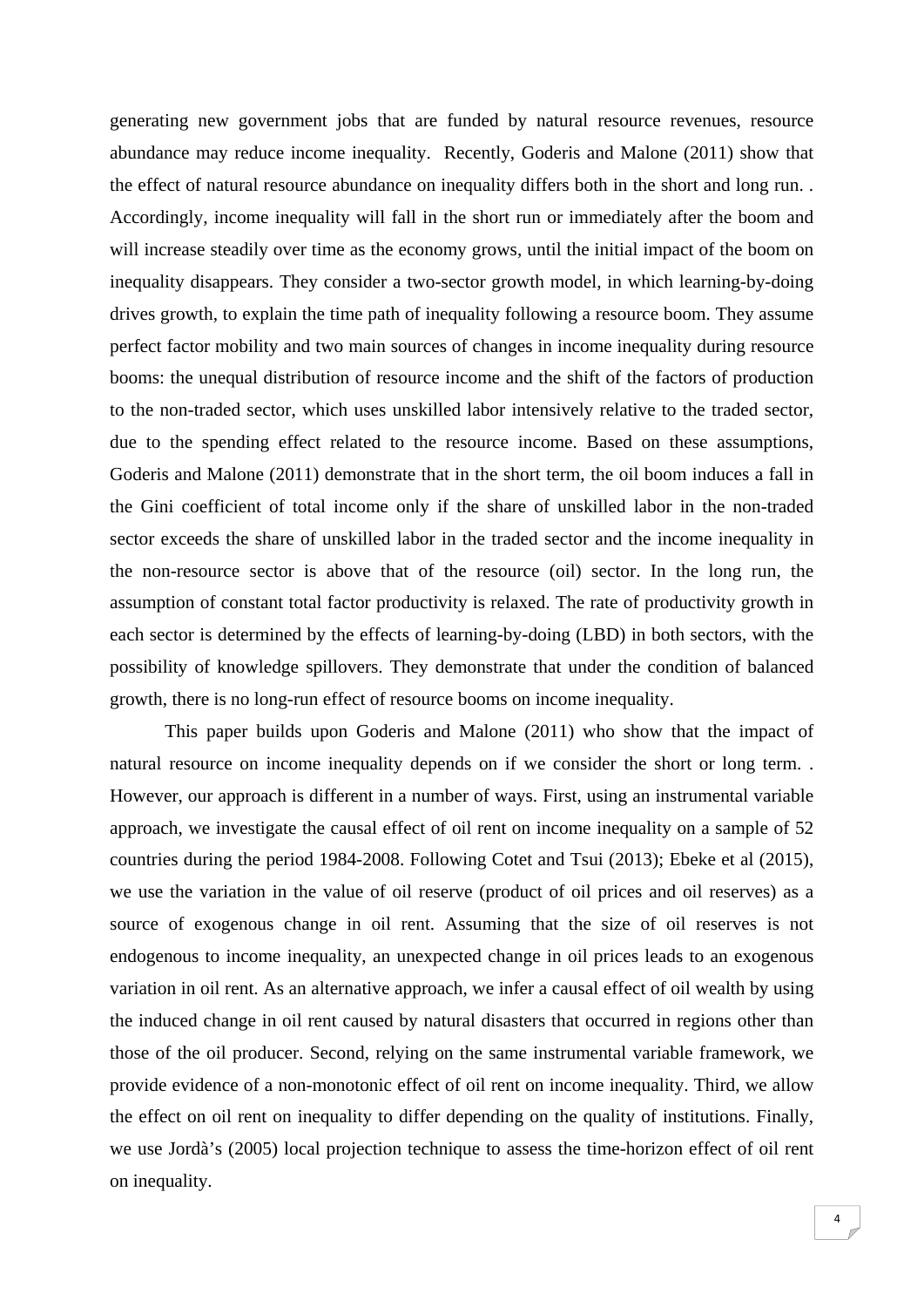generating new government jobs that are funded by natural resource revenues, resource abundance may reduce income inequality. Recently, Goderis and Malone (2011) show that the effect of natural resource abundance on inequality differs both in the short and long run. . Accordingly, income inequality will fall in the short run or immediately after the boom and will increase steadily over time as the economy grows, until the initial impact of the boom on inequality disappears. They consider a two-sector growth model, in which learning-by-doing drives growth, to explain the time path of inequality following a resource boom. They assume perfect factor mobility and two main sources of changes in income inequality during resource booms: the unequal distribution of resource income and the shift of the factors of production to the non-traded sector, which uses unskilled labor intensively relative to the traded sector, due to the spending effect related to the resource income. Based on these assumptions, Goderis and Malone (2011) demonstrate that in the short term, the oil boom induces a fall in the Gini coefficient of total income only if the share of unskilled labor in the non-traded sector exceeds the share of unskilled labor in the traded sector and the income inequality in the non-resource sector is above that of the resource (oil) sector. In the long run, the assumption of constant total factor productivity is relaxed. The rate of productivity growth in each sector is determined by the effects of learning-by-doing (LBD) in both sectors, with the possibility of knowledge spillovers. They demonstrate that under the condition of balanced growth, there is no long-run effect of resource booms on income inequality.

This paper builds upon Goderis and Malone (2011) who show that the impact of natural resource on income inequality depends on if we consider the short or long term. . However, our approach is different in a number of ways. First, using an instrumental variable approach, we investigate the causal effect of oil rent on income inequality on a sample of 52 countries during the period 1984-2008. Following Cotet and Tsui (2013); Ebeke et al (2015), we use the variation in the value of oil reserve (product of oil prices and oil reserves) as a source of exogenous change in oil rent. Assuming that the size of oil reserves is not endogenous to income inequality, an unexpected change in oil prices leads to an exogenous variation in oil rent. As an alternative approach, we infer a causal effect of oil wealth by using the induced change in oil rent caused by natural disasters that occurred in regions other than those of the oil producer. Second, relying on the same instrumental variable framework, we provide evidence of a non-monotonic effect of oil rent on income inequality. Third, we allow the effect on oil rent on inequality to differ depending on the quality of institutions. Finally, we use Jordà's (2005) local projection technique to assess the time-horizon effect of oil rent on inequality.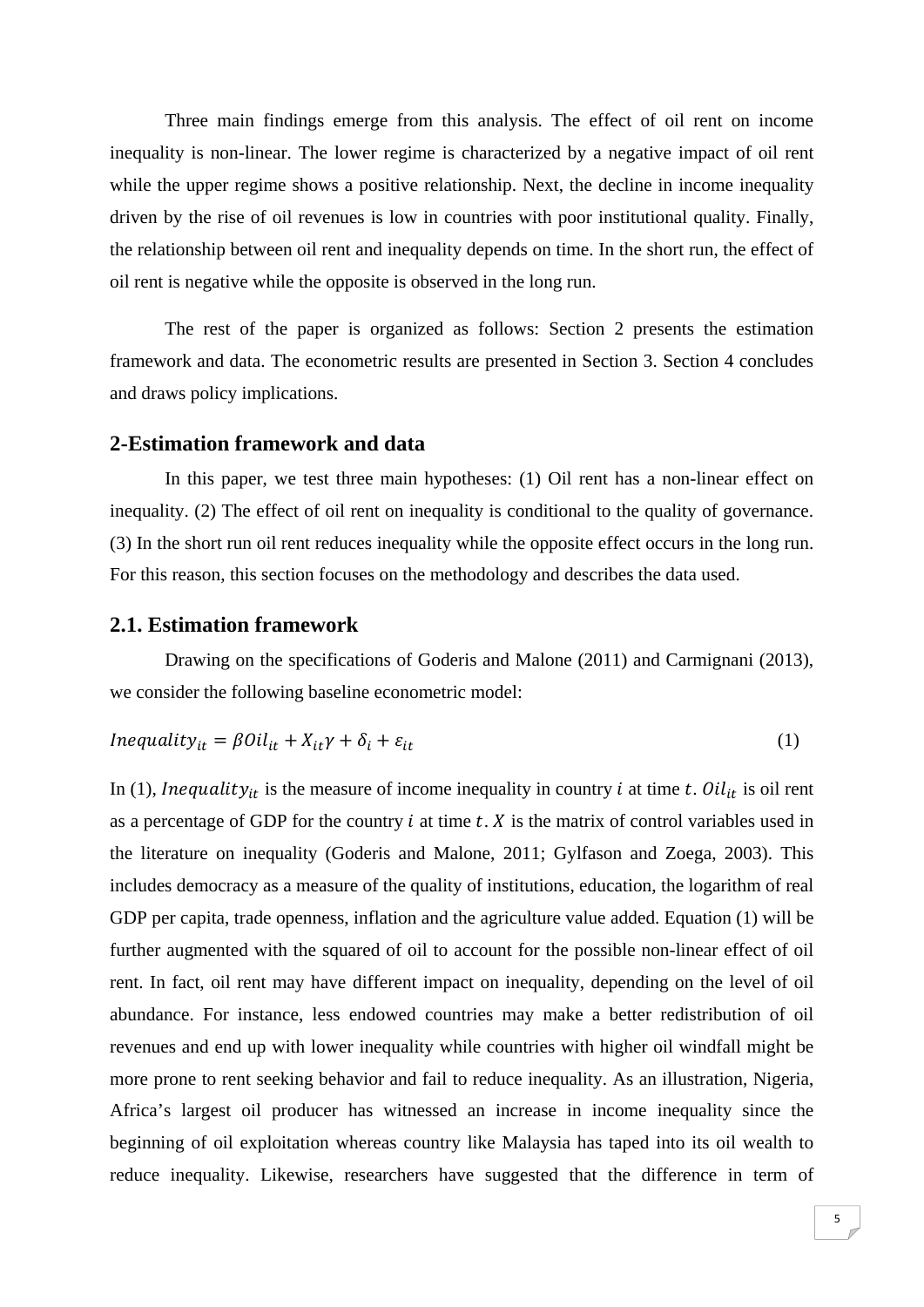Three main findings emerge from this analysis. The effect of oil rent on income inequality is non-linear. The lower regime is characterized by a negative impact of oil rent while the upper regime shows a positive relationship. Next, the decline in income inequality driven by the rise of oil revenues is low in countries with poor institutional quality. Finally, the relationship between oil rent and inequality depends on time. In the short run, the effect of oil rent is negative while the opposite is observed in the long run.

The rest of the paper is organized as follows: Section 2 presents the estimation framework and data. The econometric results are presented in Section 3. Section 4 concludes and draws policy implications.

## 2-Estimation framework and data

In this paper, we test three main hypotheses: (1) Oil rent has a non-linear effect on inequality. (2) The effect of oil rent on inequality is conditional to the quality of governance. (3) In the short run oil rent reduces inequality while the opposite effect occurs in the long run. For this reason, this section focuses on the methodology and describes the data used.

## 2.1. Estimation framework

Drawing on the specifications of Goderis and Malone (2011) and Carmignani (2013), we consider the following baseline econometric model:

$$Inequality_{it} = \beta Oil_{it} + X_{it}\gamma + \delta_i + \varepsilon_{it} \tag{1}$$

In (1), $Inequality_{it}$ is the measure of income inequality in country $i$ at time $t$. $Oil_{it}$ is oil rent as a percentage of GDP for the country $i$ at time $t$. $X$ is the matrix of control variables used in the literature on inequality (Goderis and Malone, 2011; Gylfason and Zoega, 2003). This includes democracy as a measure of the quality of institutions, education, the logarithm of real GDP per capita, trade openness, inflation and the agriculture value added. Equation (1) will be further augmented with the squared of oil to account for the possible non-linear effect of oil rent. In fact, oil rent may have different impact on inequality, depending on the level of oil abundance. For instance, less endowed countries may make a better redistribution of oil revenues and end up with lower inequality while countries with higher oil windfall might be more prone to rent seeking behavior and fail to reduce inequality. As an illustration, Nigeria, Africa's largest oil producer has witnessed an increase in income inequality since the beginning of oil exploitation whereas country like Malaysia has taped into its oil wealth to reduce inequality. Likewise, researchers have suggested that the difference in term of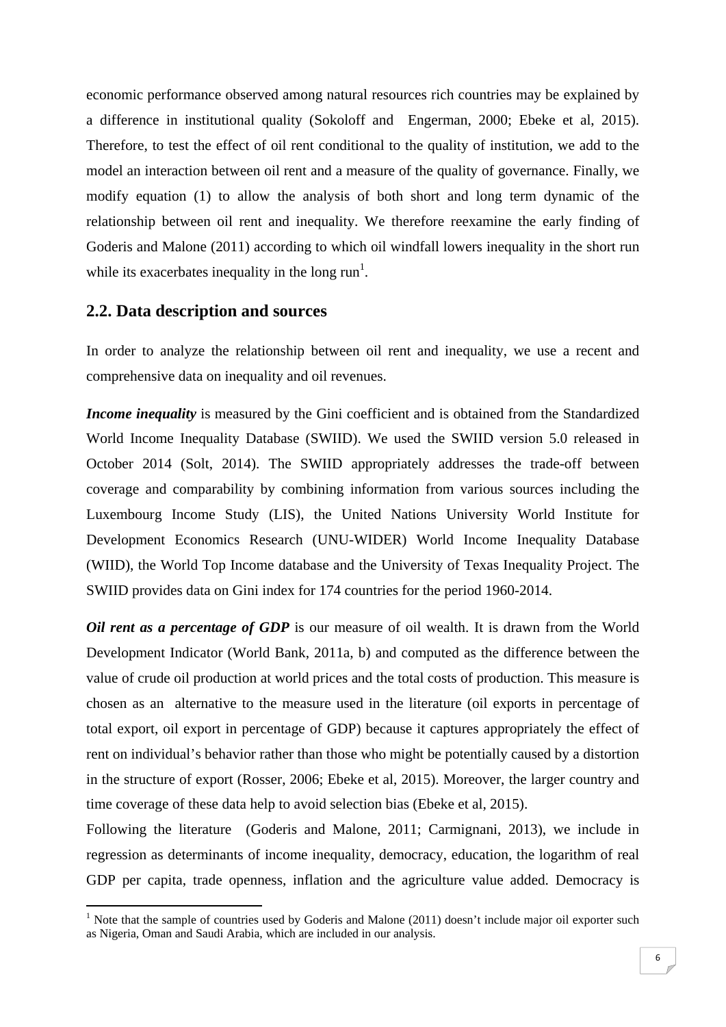economic performance observed among natural resources rich countries may be explained by a difference in institutional quality (Sokoloff and Engerman, 2000; Ebeke et al, 2015). Therefore, to test the effect of oil rent conditional to the quality of institution, we add to the model an interaction between oil rent and a measure of the quality of governance. Finally, we modify equation (1) to allow the analysis of both short and long term dynamic of the relationship between oil rent and inequality. We therefore reexamine the early finding of Goderis and Malone (2011) according to which oil windfall lowers inequality in the short run while its exacerbates inequality in the long run[1].

## 2.2. Data description and sources

In order to analyze the relationship between oil rent and inequality, we use a recent and comprehensive data on inequality and oil revenues.

***Income inequality*** is measured by the Gini coefficient and is obtained from the Standardized World Income Inequality Database (SWIID). We used the SWIID version 5.0 released in October 2014 (Solt, 2014). The SWIID appropriately addresses the trade-off between coverage and comparability by combining information from various sources including the Luxembourg Income Study (LIS), the United Nations University World Institute for Development Economics Research (UNU-WIDER) World Income Inequality Database (WIID), the World Top Income database and the University of Texas Inequality Project. The SWIID provides data on Gini index for 174 countries for the period 1960-2014.

***Oil rent as a percentage of GDP*** is our measure of oil wealth. It is drawn from the World Development Indicator (World Bank, 2011a, b) and computed as the difference between the value of crude oil production at world prices and the total costs of production. This measure is chosen as an alternative to the measure used in the literature (oil exports in percentage of total export, oil export in percentage of GDP) because it captures appropriately the effect of rent on individual's behavior rather than those who might be potentially caused by a distortion in the structure of export (Rosser, 2006; Ebeke et al, 2015). Moreover, the larger country and time coverage of these data help to avoid selection bias (Ebeke et al, 2015).

Following the literature (Goderis and Malone, 2011; Carmignani, 2013), we include in regression as determinants of income inequality, democracy, education, the logarithm of real GDP per capita, trade openness, inflation and the agriculture value added. Democracy is

[1] Note that the sample of countries used by Goderis and Malone (2011) doesn't include major oil exporter such as Nigeria, Oman and Saudi Arabia, which are included in our analysis.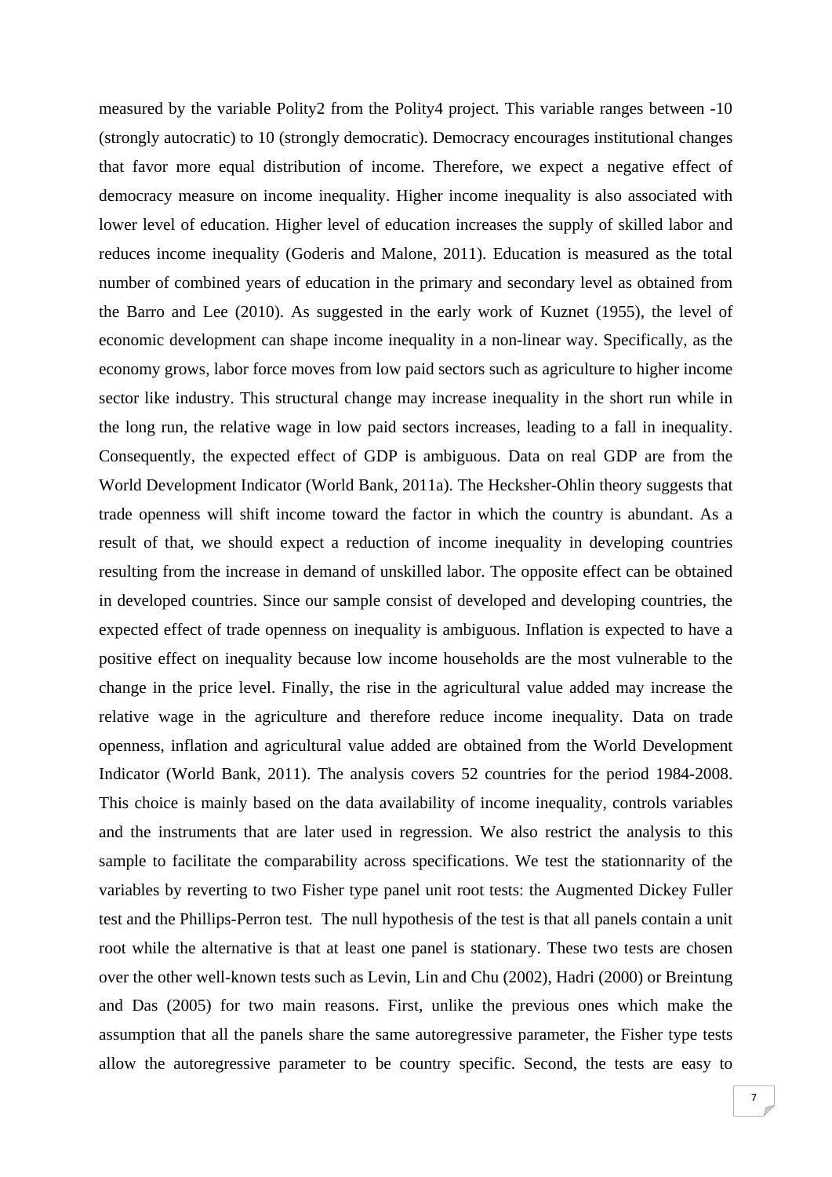measured by the variable Polity2 from the Polity4 project. This variable ranges between -10 (strongly autocratic) to 10 (strongly democratic). Democracy encourages institutional changes that favor more equal distribution of income. Therefore, we expect a negative effect of democracy measure on income inequality. Higher income inequality is also associated with lower level of education. Higher level of education increases the supply of skilled labor and reduces income inequality (Goderis and Malone, 2011). Education is measured as the total number of combined years of education in the primary and secondary level as obtained from the Barro and Lee (2010). As suggested in the early work of Kuznet (1955), the level of economic development can shape income inequality in a non-linear way. Specifically, as the economy grows, labor force moves from low paid sectors such as agriculture to higher income sector like industry. This structural change may increase inequality in the short run while in the long run, the relative wage in low paid sectors increases, leading to a fall in inequality. Consequently, the expected effect of GDP is ambiguous. Data on real GDP are from the World Development Indicator (World Bank, 2011a). The Hecksher-Ohlin theory suggests that trade openness will shift income toward the factor in which the country is abundant. As a result of that, we should expect a reduction of income inequality in developing countries resulting from the increase in demand of unskilled labor. The opposite effect can be obtained in developed countries. Since our sample consist of developed and developing countries, the expected effect of trade openness on inequality is ambiguous. Inflation is expected to have a positive effect on inequality because low income households are the most vulnerable to the change in the price level. Finally, the rise in the agricultural value added may increase the relative wage in the agriculture and therefore reduce income inequality. Data on trade openness, inflation and agricultural value added are obtained from the World Development Indicator (World Bank, 2011). The analysis covers 52 countries for the period 1984-2008. This choice is mainly based on the data availability of income inequality, controls variables and the instruments that are later used in regression. We also restrict the analysis to this sample to facilitate the comparability across specifications. We test the stationnarity of the variables by reverting to two Fisher type panel unit root tests: the Augmented Dickey Fuller test and the Phillips-Perron test. The null hypothesis of the test is that all panels contain a unit root while the alternative is that at least one panel is stationary. These two tests are chosen over the other well-known tests such as Levin, Lin and Chu (2002), Hadri (2000) or Breintung and Das (2005) for two main reasons. First, unlike the previous ones which make the assumption that all the panels share the same autoregressive parameter, the Fisher type tests allow the autoregressive parameter to be country specific. Second, the tests are easy to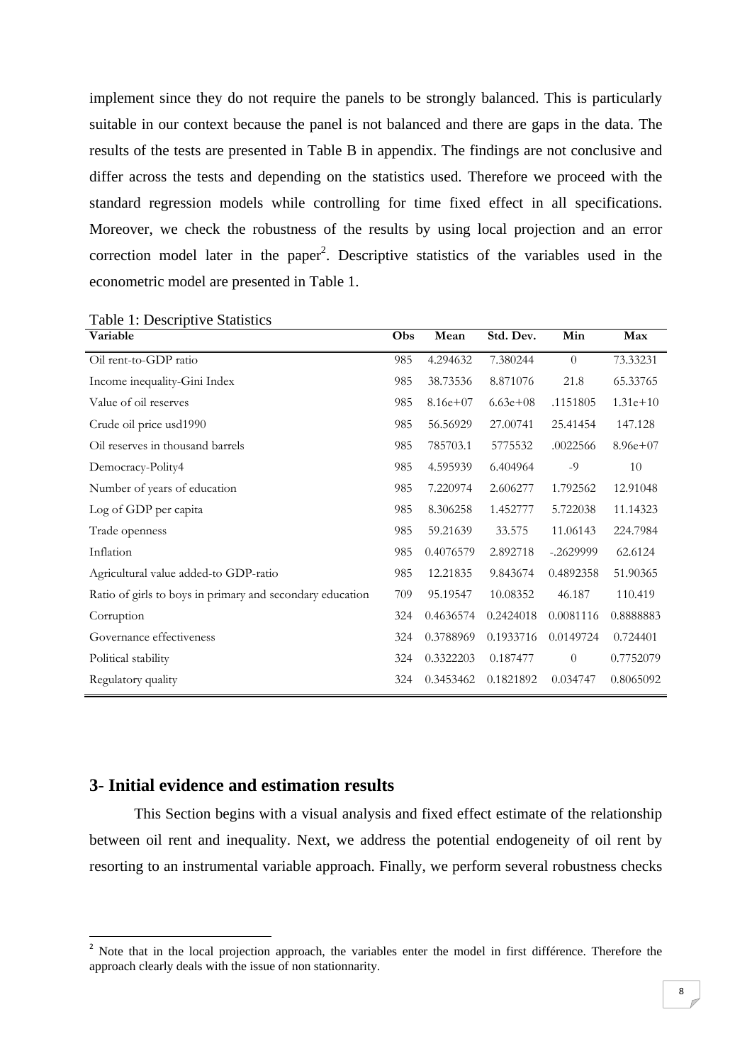implement since they do not require the panels to be strongly balanced. This is particularly suitable in our context because the panel is not balanced and there are gaps in the data. The results of the tests are presented in Table B in appendix. The findings are not conclusive and differ across the tests and depending on the statistics used. Therefore we proceed with the standard regression models while controlling for time fixed effect in all specifications. Moreover, we check the robustness of the results by using local projection and an error correction model later in the paper[2]. Descriptive statistics of the variables used in the econometric model are presented in Table 1.

Table 1: Descriptive Statistics

| Variable | Obs | Mean | Std. Dev. | Min | Max |
|---|---|---|---|---|---|
| Oil rent-to-GDP ratio | 985 | 4.294632 | 7.380244 | 0 | 73.33231 |
| Income inequality-Gini Index | 985 | 38.73536 | 8.871076 | 21.8 | 65.33765 |
| Value of oil reserves | 985 | 8.16e+07 | 6.63e+08 | .1151805 | 1.31e+10 |
| Crude oil price usd1990 | 985 | 56.56929 | 27.00741 | 25.41454 | 147.128 |
| Oil reserves in thousand barrels | 985 | 785703.1 | 5775532 | .0022566 | 8.96e+07 |
| Democracy-Polity4 | 985 | 4.595939 | 6.404964 | -9 | 10 |
| Number of years of education | 985 | 7.220974 | 2.606277 | 1.792562 | 12.91048 |
| Log of GDP per capita | 985 | 8.306258 | 1.452777 | 5.722038 | 11.14323 |
| Trade openness | 985 | 59.21639 | 33.575 | 11.06143 | 224.7984 |
| Inflation | 985 | 0.4076579 | 2.892718 | -.2629999 | 62.6124 |
| Agricultural value added-to GDP-ratio | 985 | 12.21835 | 9.843674 | 0.4892358 | 51.90365 |
| Ratio of girls to boys in primary and secondary education | 709 | 95.19547 | 10.08352 | 46.187 | 110.419 |
| Corruption | 324 | 0.4636574 | 0.2424018 | 0.0081116 | 0.8888883 |
| Governance effectiveness | 324 | 0.3788969 | 0.1933716 | 0.0149724 | 0.724401 |
| Political stability | 324 | 0.3322203 | 0.187477 | 0 | 0.7752079 |
| Regulatory quality | 324 | 0.3453462 | 0.1821892 | 0.034747 | 0.8065092 |

## 3- Initial evidence and estimation results

This Section begins with a visual analysis and fixed effect estimate of the relationship between oil rent and inequality. Next, we address the potential endogeneity of oil rent by resorting to an instrumental variable approach. Finally, we perform several robustness checks

[2] Note that in the local projection approach, the variables enter the model in first différence. Therefore the approach clearly deals with the issue of non stationnarity.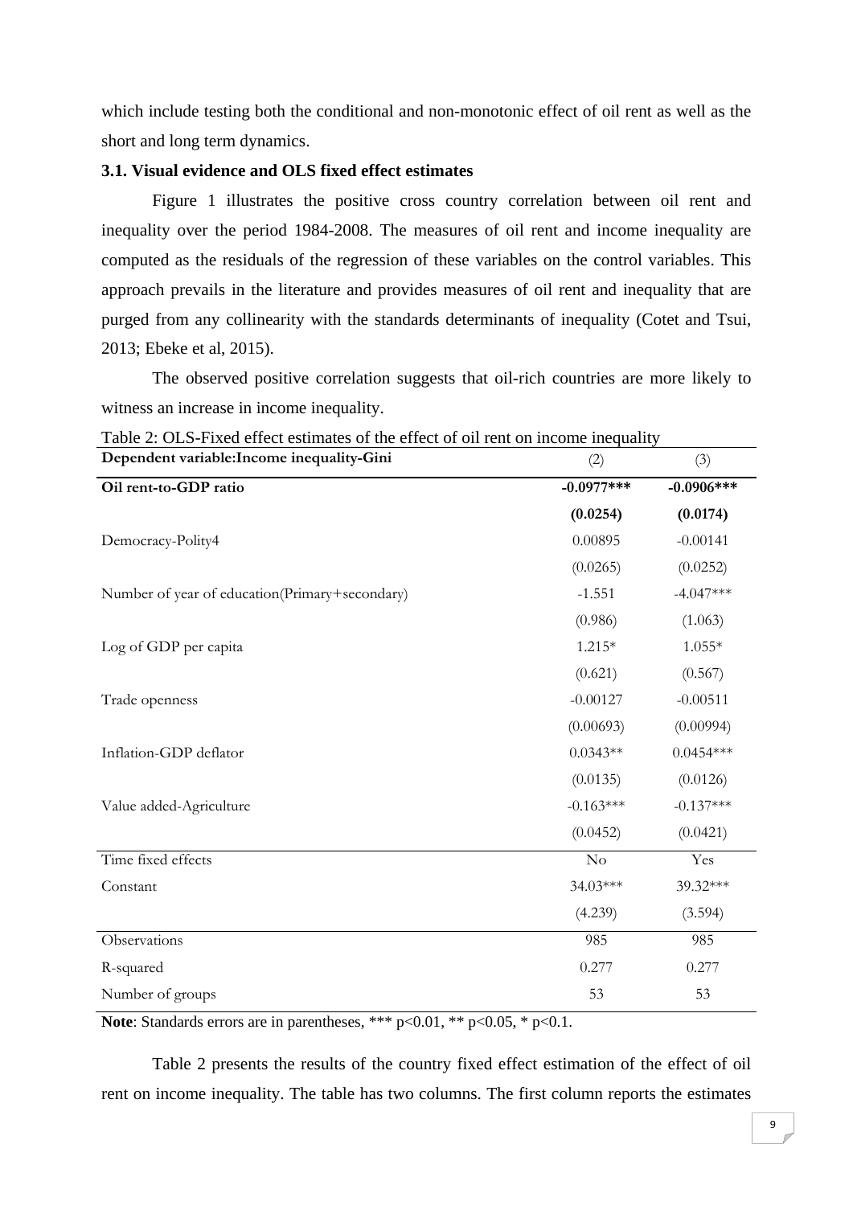which include testing both the conditional and non-monotonic effect of oil rent as well as the short and long term dynamics.

### 3.1. Visual evidence and OLS fixed effect estimates

Figure 1 illustrates the positive cross country correlation between oil rent and inequality over the period 1984-2008. The measures of oil rent and income inequality are computed as the residuals of the regression of these variables on the control variables. This approach prevails in the literature and provides measures of oil rent and inequality that are purged from any collinearity with the standards determinants of inequality (Cotet and Tsui, 2013; Ebeke et al, 2015).

The observed positive correlation suggests that oil-rich countries are more likely to witness an increase in income inequality.

Table 2: OLS-Fixed effect estimates of the effect of oil rent on income inequality

| **Dependent variable:Income inequality-Gini** | (2) | (3) |
|---|---|---|
| **Oil rent-to-GDP ratio** | **-0.0977*** ** | **-0.0906*** ** |
| | **(0.0254)** | **(0.0174)** |
| Democracy-Polity4 | 0.00895 | -0.00141 |
| | (0.0265) | (0.0252) |
| Number of year of education(Primary+secondary) | -1.551 | -4.047*** |
| | (0.986) | (1.063) |
| Log of GDP per capita | 1.215* | 1.055* |
| | (0.621) | (0.567) |
| Trade openness | -0.00127 | -0.00511 |
| | (0.00693) | (0.00994) |
| Inflation-GDP deflator | 0.0343** | 0.0454*** |
| | (0.0135) | (0.0126) |
| Value added-Agriculture | -0.163*** | -0.137*** |
| | (0.0452) | (0.0421) |
| Time fixed effects | No | Yes |
| Constant | 34.03*** | 39.32*** |
| | (4.239) | (3.594) |
| Observations | 985 | 985 |
| R-squared | 0.277 | 0.277 |
| Number of groups | 53 | 53 |

**Note**: Standards errors are in parentheses, *** $p<0.01$, ** $p<0.05$, * $p<0.1$.

Table 2 presents the results of the country fixed effect estimation of the effect of oil rent on income inequality. The table has two columns. The first column reports the estimates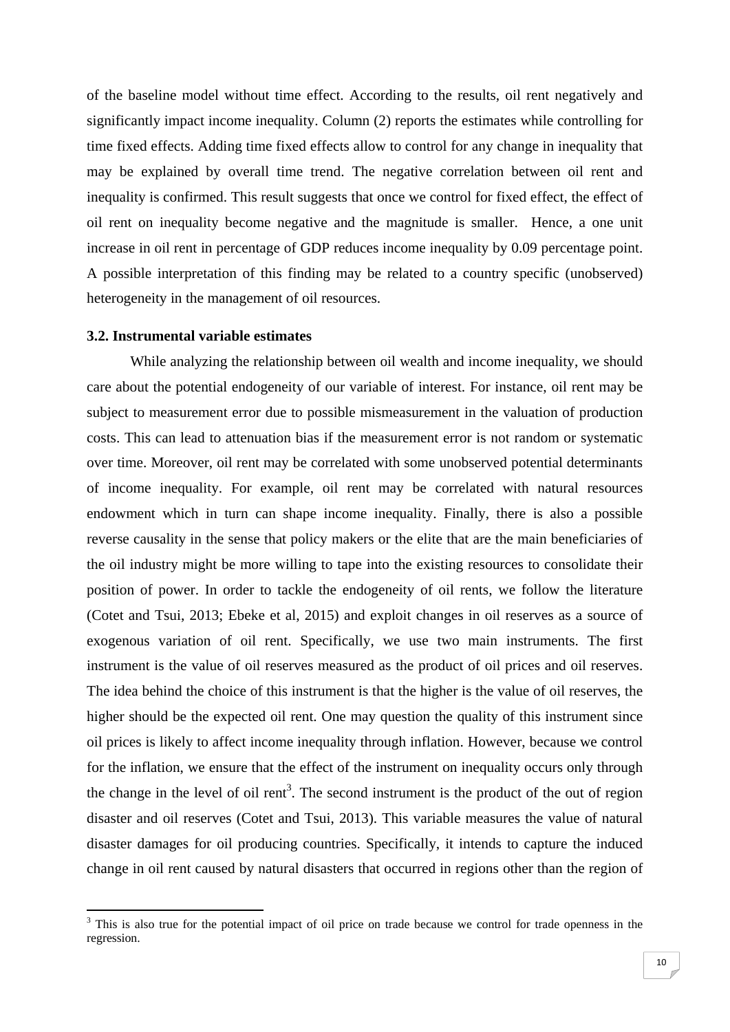of the baseline model without time effect. According to the results, oil rent negatively and significantly impact income inequality. Column (2) reports the estimates while controlling for time fixed effects. Adding time fixed effects allow to control for any change in inequality that may be explained by overall time trend. The negative correlation between oil rent and inequality is confirmed. This result suggests that once we control for fixed effect, the effect of oil rent on inequality become negative and the magnitude is smaller. Hence, a one unit increase in oil rent in percentage of GDP reduces income inequality by 0.09 percentage point. A possible interpretation of this finding may be related to a country specific (unobserved) heterogeneity in the management of oil resources.

### 3.2. Instrumental variable estimates

While analyzing the relationship between oil wealth and income inequality, we should care about the potential endogeneity of our variable of interest. For instance, oil rent may be subject to measurement error due to possible mismeasurement in the valuation of production costs. This can lead to attenuation bias if the measurement error is not random or systematic over time. Moreover, oil rent may be correlated with some unobserved potential determinants of income inequality. For example, oil rent may be correlated with natural resources endowment which in turn can shape income inequality. Finally, there is also a possible reverse causality in the sense that policy makers or the elite that are the main beneficiaries of the oil industry might be more willing to tape into the existing resources to consolidate their position of power. In order to tackle the endogeneity of oil rents, we follow the literature (Cotet and Tsui, 2013; Ebeke et al, 2015) and exploit changes in oil reserves as a source of exogenous variation of oil rent. Specifically, we use two main instruments. The first instrument is the value of oil reserves measured as the product of oil prices and oil reserves. The idea behind the choice of this instrument is that the higher is the value of oil reserves, the higher should be the expected oil rent. One may question the quality of this instrument since oil prices is likely to affect income inequality through inflation. However, because we control for the inflation, we ensure that the effect of the instrument on inequality occurs only through the change in the level of oil rent[3]. The second instrument is the product of the out of region disaster and oil reserves (Cotet and Tsui, 2013). This variable measures the value of natural disaster damages for oil producing countries. Specifically, it intends to capture the induced change in oil rent caused by natural disasters that occurred in regions other than the region of

[3] This is also true for the potential impact of oil price on trade because we control for trade openness in the regression.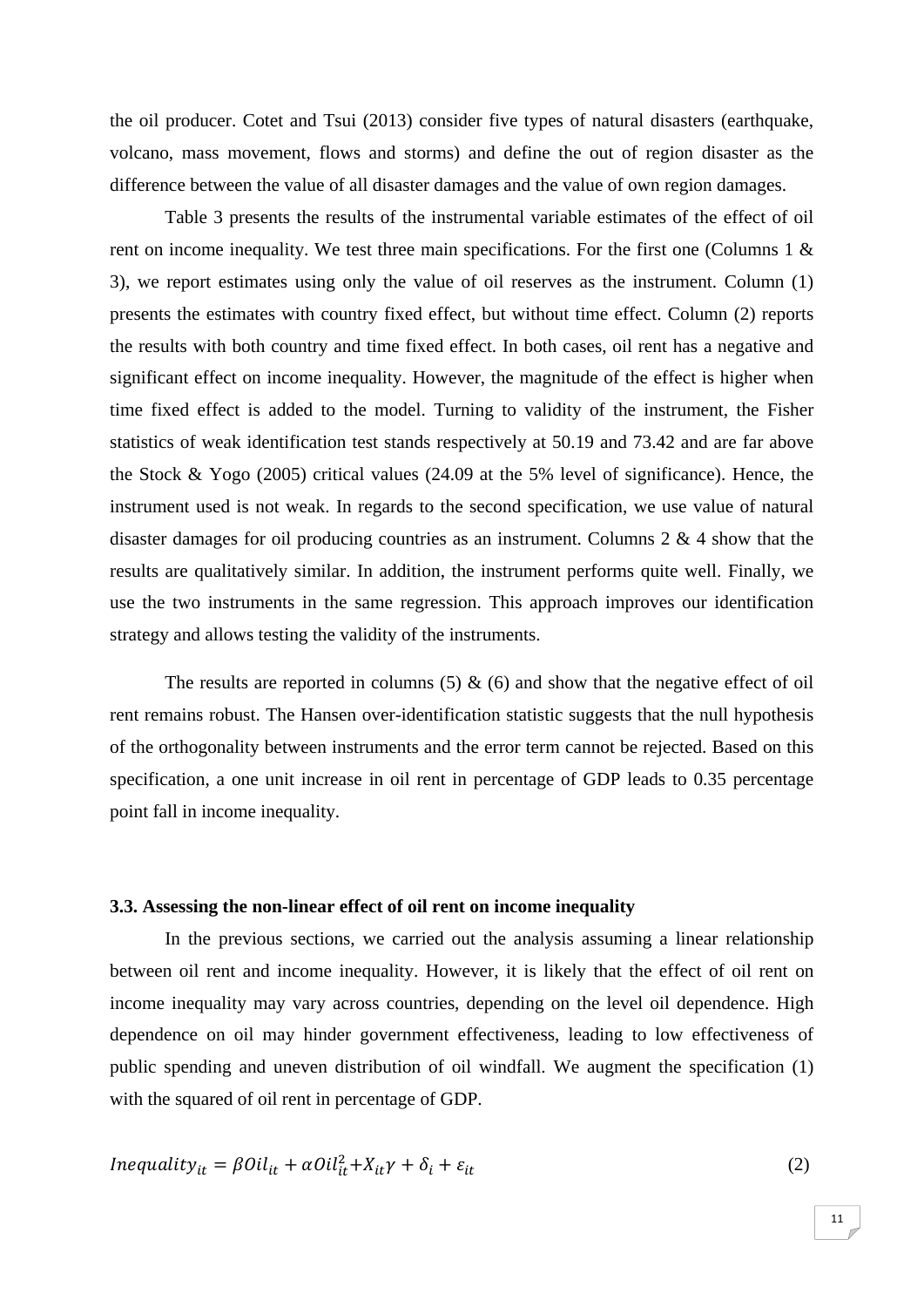the oil producer. Cotet and Tsui (2013) consider five types of natural disasters (earthquake, volcano, mass movement, flows and storms) and define the out of region disaster as the difference between the value of all disaster damages and the value of own region damages.

Table 3 presents the results of the instrumental variable estimates of the effect of oil rent on income inequality. We test three main specifications. For the first one (Columns 1 & 3), we report estimates using only the value of oil reserves as the instrument. Column (1) presents the estimates with country fixed effect, but without time effect. Column (2) reports the results with both country and time fixed effect. In both cases, oil rent has a negative and significant effect on income inequality. However, the magnitude of the effect is higher when time fixed effect is added to the model. Turning to validity of the instrument, the Fisher statistics of weak identification test stands respectively at 50.19 and 73.42 and are far above the Stock & Yogo (2005) critical values (24.09 at the 5% level of significance). Hence, the instrument used is not weak. In regards to the second specification, we use value of natural disaster damages for oil producing countries as an instrument. Columns 2 & 4 show that the results are qualitatively similar. In addition, the instrument performs quite well. Finally, we use the two instruments in the same regression. This approach improves our identification strategy and allows testing the validity of the instruments.

The results are reported in columns (5) & (6) and show that the negative effect of oil rent remains robust. The Hansen over-identification statistic suggests that the null hypothesis of the orthogonality between instruments and the error term cannot be rejected. Based on this specification, a one unit increase in oil rent in percentage of GDP leads to 0.35 percentage point fall in income inequality.

### 3.3. Assessing the non-linear effect of oil rent on income inequality

In the previous sections, we carried out the analysis assuming a linear relationship between oil rent and income inequality. However, it is likely that the effect of oil rent on income inequality may vary across countries, depending on the level oil dependence. High dependence on oil may hinder government effectiveness, leading to low effectiveness of public spending and uneven distribution of oil windfall. We augment the specification (1) with the squared of oil rent in percentage of GDP.

$$Inequality_{it} = \beta Oil_{it} + \alpha Oil_{it}^2 + X_{it}\gamma + \delta_i + \varepsilon_{it} \quad (2)$$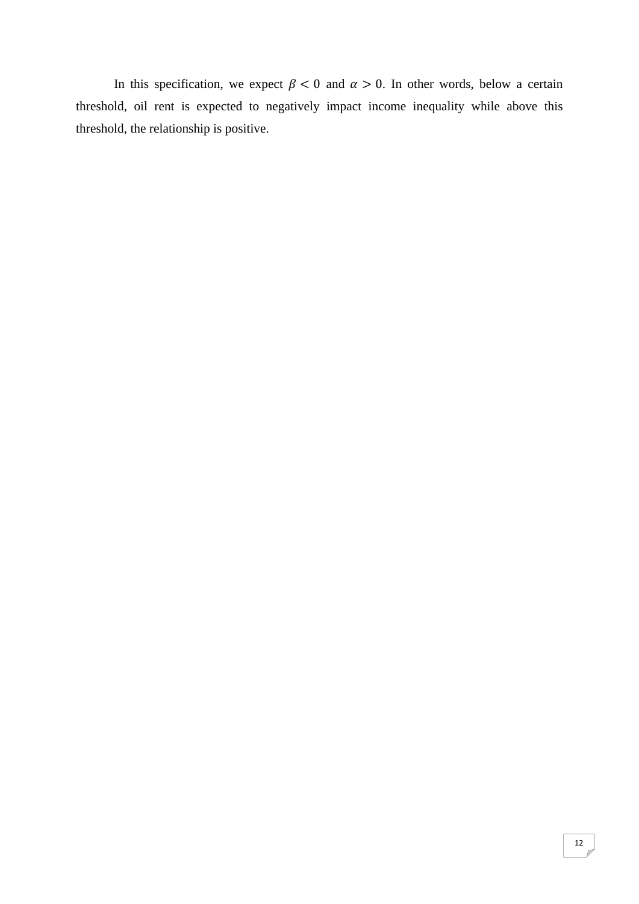In this specification, we expect $\beta < 0$ and $\alpha > 0$. In other words, below a certain threshold, oil rent is expected to negatively impact income inequality while above this threshold, the relationship is positive.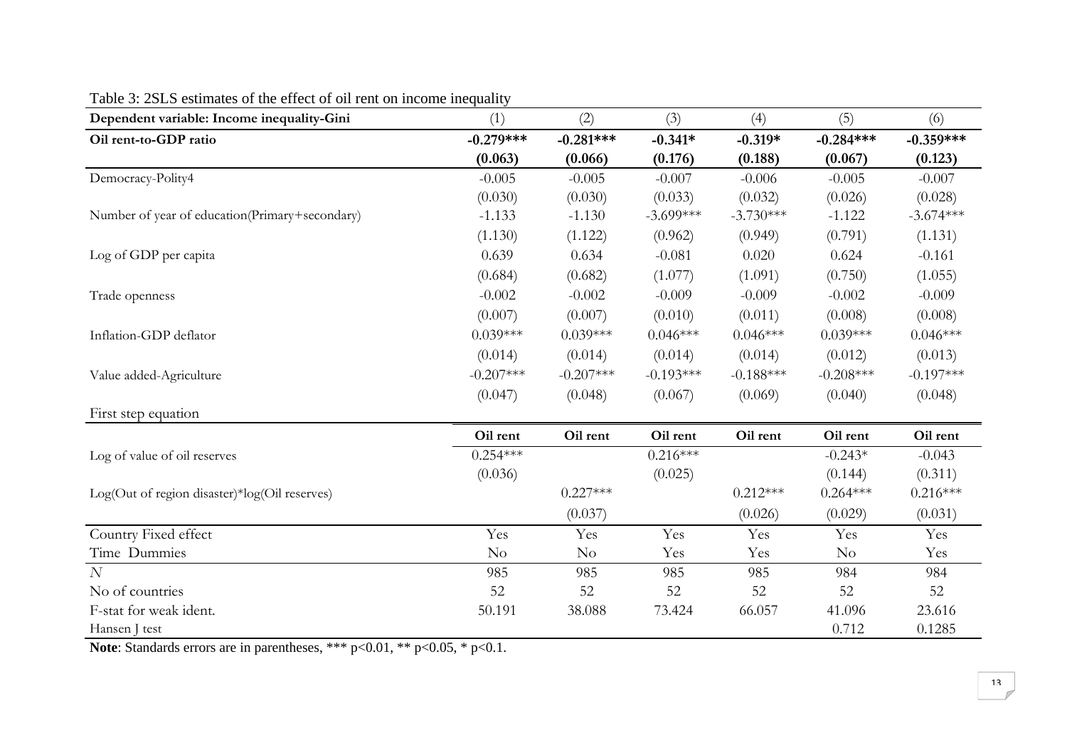Table 3: 2SLS estimates of the effect of oil rent on income inequality

| **Dependent variable: Income inequality-Gini** | (1) | (2) | (3) | (4) | (5) | (6) |
|---|---|---|---|---|---|---|
| **Oil rent-to-GDP ratio** | **-0.279*****<br>**(0.063)** | **-0.281*****<br>**(0.066)** | **-0.341***<br>**(0.176)** | **-0.319***<br>**(0.188)** | **-0.284*****<br>**(0.067)** | **-0.359*****<br>**(0.123)** |
| Democracy-Polity4 | -0.005<br>(0.030) | -0.005<br>(0.030) | -0.007<br>(0.033) | -0.006<br>(0.032) | -0.005<br>(0.026) | -0.007<br>(0.028) |
| Number of year of education(Primary+secondary) | -1.133<br>(1.130) | -1.130<br>(1.122) | -3.699***<br>(0.962) | -3.730***<br>(0.949) | -1.122<br>(0.791) | -3.674***<br>(1.131) |
| Log of GDP per capita | 0.639<br>(0.684) | 0.634<br>(0.682) | -0.081<br>(1.077) | 0.020<br>(1.091) | 0.624<br>(0.750) | -0.161<br>(1.055) |
| Trade openness | -0.002<br>(0.007) | -0.002<br>(0.007) | -0.009<br>(0.010) | -0.009<br>(0.011) | -0.002<br>(0.008) | -0.009<br>(0.008) |
| Inflation-GDP deflator | 0.039***<br>(0.014) | 0.039***<br>(0.014) | 0.046***<br>(0.014) | 0.046***<br>(0.014) | 0.039***<br>(0.012) | 0.046***<br>(0.013) |
| Value added-Agriculture | -0.207***<br>(0.047) | -0.207***<br>(0.048) | -0.193***<br>(0.067) | -0.188***<br>(0.069) | -0.208***<br>(0.040) | -0.197***<br>(0.048) |
| First step equation | | | | | | |
| | **Oil rent** | **Oil rent** | **Oil rent** | **Oil rent** | **Oil rent** | **Oil rent** |
| Log of value of oil reserves | 0.254***<br>(0.036) | | 0.216***<br>(0.025) | | -0.243*<br>(0.144) | -0.043<br>(0.311) |
| Log(Out of region disaster)*log(Oil reserves) | | 0.227***<br>(0.037) | | 0.212***<br>(0.026) | 0.264***<br>(0.029) | 0.216***<br>(0.031) |
| Country Fixed effect | Yes | Yes | Yes | Yes | Yes | Yes |
| Time Dummies | No | No | Yes | Yes | No | Yes |
| *N* | 985 | 985 | 985 | 985 | 984 | 984 |
| No of countries | 52 | 52 | 52 | 52 | 52 | 52 |
| F-stat for weak ident. | 50.191 | 38.088 | 73.424 | 66.057 | 41.096 | 23.616 |
| Hansen J test | | | | | 0.712 | 0.1285 |

**Note**: Standards errors are in parentheses, *** p<0.01, ** p<0.05, * p<0.1.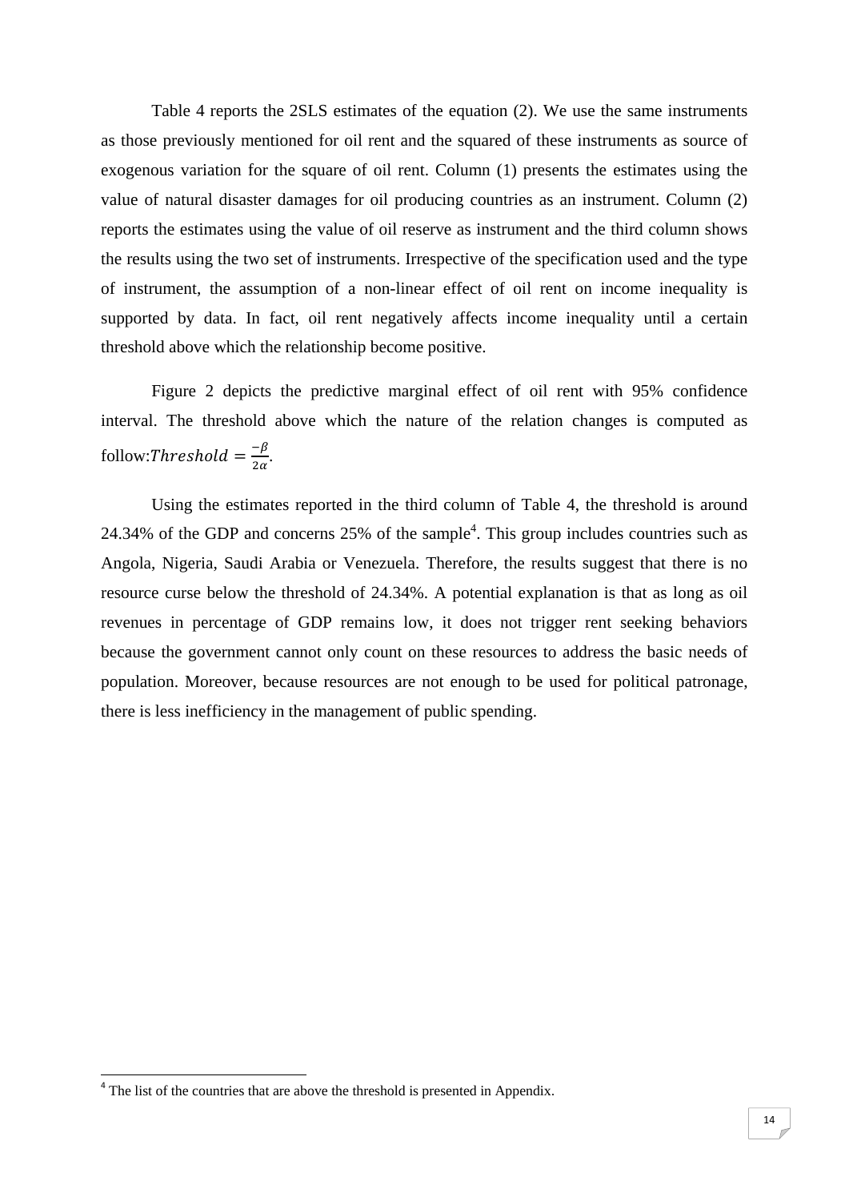Table 4 reports the 2SLS estimates of the equation (2). We use the same instruments as those previously mentioned for oil rent and the squared of these instruments as source of exogenous variation for the square of oil rent. Column (1) presents the estimates using the value of natural disaster damages for oil producing countries as an instrument. Column (2) reports the estimates using the value of oil reserve as instrument and the third column shows the results using the two set of instruments. Irrespective of the specification used and the type of instrument, the assumption of a non-linear effect of oil rent on income inequality is supported by data. In fact, oil rent negatively affects income inequality until a certain threshold above which the relationship become positive.

Figure 2 depicts the predictive marginal effect of oil rent with 95% confidence interval. The threshold above which the nature of the relation changes is computed as follow:$Threshold = \frac{-\beta}{2\alpha}$.

Using the estimates reported in the third column of Table 4, the threshold is around 24.34% of the GDP and concerns 25% of the sample[4]. This group includes countries such as Angola, Nigeria, Saudi Arabia or Venezuela. Therefore, the results suggest that there is no resource curse below the threshold of 24.34%. A potential explanation is that as long as oil revenues in percentage of GDP remains low, it does not trigger rent seeking behaviors because the government cannot only count on these resources to address the basic needs of population. Moreover, because resources are not enough to be used for political patronage, there is less inefficiency in the management of public spending.

[4] The list of the countries that are above the threshold is presented in Appendix.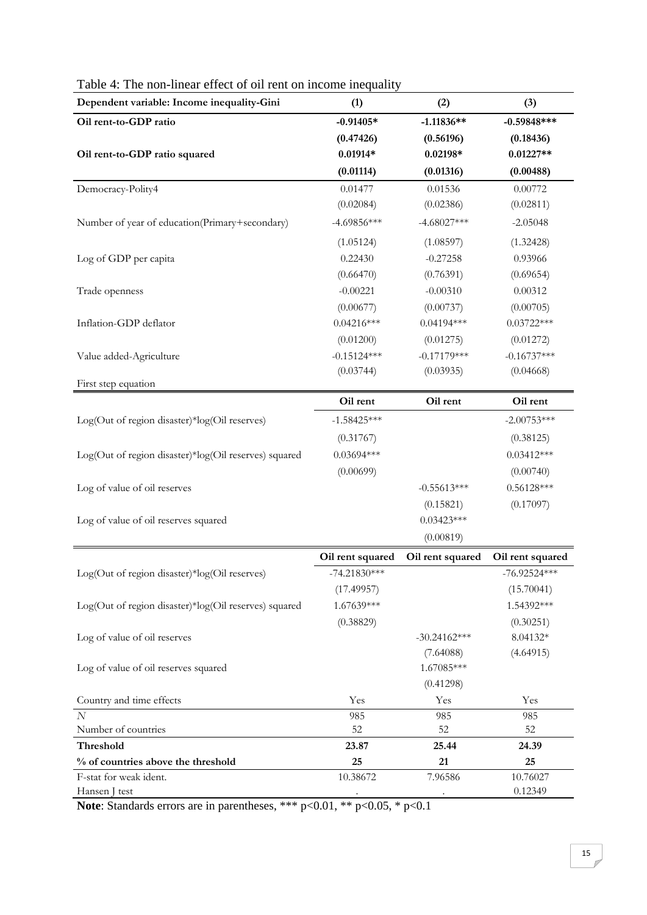Table 4: The non-linear effect of oil rent on income inequality

| Dependent variable: Income inequality-Gini | (1) | (2) | (3) |
|---|---|---|---|
| **Oil rent-to-GDP ratio** | **-0.91405*** | **-1.11836**** | **-0.59848***** |
| | **(0.47426)** | **(0.56196)** | **(0.18436)** |
| **Oil rent-to-GDP ratio squared** | **0.01914*** | **0.02198*** | **0.01227**** |
| | **(0.01114)** | **(0.01316)** | **(0.00488)** |
| Democracy-Polity4 | 0.01477 | 0.01536 | 0.00772 |
| | (0.02084) | (0.02386) | (0.02811) |
| Number of year of education(Primary+secondary) | -4.69856*** | -4.68027*** | -2.05048 |
| | (1.05124) | (1.08597) | (1.32428) |
| Log of GDP per capita | 0.22430 | -0.27258 | 0.93966 |
| | (0.66470) | (0.76391) | (0.69654) |
| Trade openness | -0.00221 | -0.00310 | 0.00312 |
| | (0.00677) | (0.00737) | (0.00705) |
| Inflation-GDP deflator | 0.04216*** | 0.04194*** | 0.03722*** |
| | (0.01200) | (0.01275) | (0.01272) |
| Value added-Agriculture | -0.15124*** | -0.17179*** | -0.16737*** |
| | (0.03744) | (0.03935) | (0.04668) |
| First step equation | | | |
| | **Oil rent** | **Oil rent** | **Oil rent** |
| Log(Out of region disaster)*log(Oil reserves) | -1.58425*** | | -2.00753*** |
| | (0.31767) | | (0.38125) |
| Log(Out of region disaster)*log(Oil reserves) squared | 0.03694*** | | 0.03412*** |
| | (0.00699) | | (0.00740) |
| Log of value of oil reserves | | -0.55613*** | 0.56128*** |
| | | (0.15821) | (0.17097) |
| Log of value of oil reserves squared | | 0.03423*** | |
| | | (0.00819) | |
| | **Oil rent squared** | **Oil rent squared** | **Oil rent squared** |
| Log(Out of region disaster)*log(Oil reserves) | -74.21830*** | | -76.92524*** |
| | (17.49957) | | (15.70041) |
| Log(Out of region disaster)*log(Oil reserves) squared | 1.67639*** | | 1.54392*** |
| | (0.38829) | | (0.30251) |
| Log of value of oil reserves | | -30.24162*** | 8.04132* |
| | | (7.64088) | (4.64915) |
| Log of value of oil reserves squared | | 1.67085*** | |
| | | (0.41298) | |
| Country and time effects | Yes | Yes | Yes |
| *N* | 985 | 985 | 985 |
| Number of countries | 52 | 52 | 52 |
| **Threshold** | **23.87** | **25.44** | **24.39** |
| **% of countries above the threshold** | **25** | **21** | **25** |
| F-stat for weak ident. | 10.38672 | 7.96586 | 10.76027 |
| Hansen J test | . | . | 0.12349 |

**Note**: Standards errors are in parentheses, *** p<0.01, ** p<0.05, * p<0.1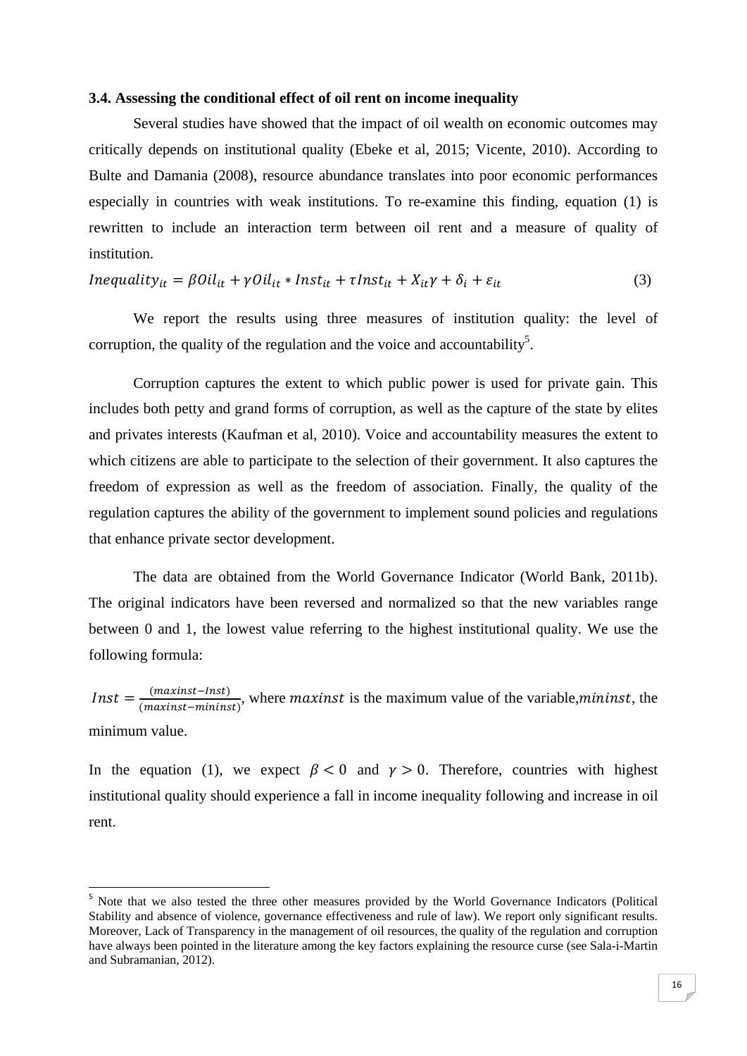### 3.4. Assessing the conditional effect of oil rent on income inequality

Several studies have showed that the impact of oil wealth on economic outcomes may critically depends on institutional quality (Ebeke et al, 2015; Vicente, 2010). According to Bulte and Damania (2008), resource abundance translates into poor economic performances especially in countries with weak institutions. To re-examine this finding, equation (1) is rewritten to include an interaction term between oil rent and a measure of quality of institution.

$$Inequality_{it} = \beta Oil_{it} + \gamma Oil_{it} * Inst_{it} + \tau Inst_{it} + X_{it}\gamma + \delta_i + \varepsilon_{it} \quad (3)$$

We report the results using three measures of institution quality: the level of corruption, the quality of the regulation and the voice and accountability[5].

Corruption captures the extent to which public power is used for private gain. This includes both petty and grand forms of corruption, as well as the capture of the state by elites and privates interests (Kaufman et al, 2010). Voice and accountability measures the extent to which citizens are able to participate to the selection of their government. It also captures the freedom of expression as well as the freedom of association. Finally, the quality of the regulation captures the ability of the government to implement sound policies and regulations that enhance private sector development.

The data are obtained from the World Governance Indicator (World Bank, 2011b). The original indicators have been reversed and normalized so that the new variables range between 0 and 1, the lowest value referring to the highest institutional quality. We use the following formula:

$Inst = \frac{(maxinst - Inst)}{(maxinst - mininst)}$, where $maxinst$ is the maximum value of the variable, $mininst$, the minimum value.

In the equation (1), we expect $\beta < 0$ and $\gamma > 0$. Therefore, countries with highest institutional quality should experience a fall in income inequality following and increase in oil rent.

[5] Note that we also tested the three other measures provided by the World Governance Indicators (Political Stability and absence of violence, governance effectiveness and rule of law). We report only significant results. Moreover, Lack of Transparency in the management of oil resources, the quality of the regulation and corruption have always been pointed in the literature among the key factors explaining the resource curse (see Sala-i-Martin and Subramanian, 2012).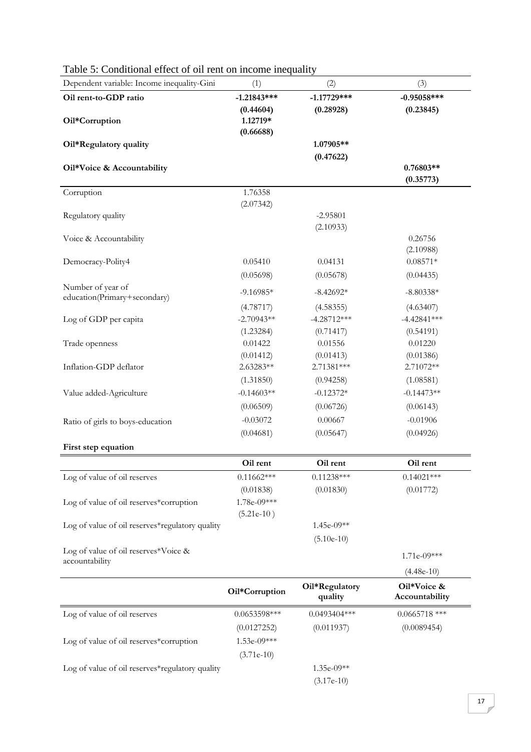Table 5: Conditional effect of oil rent on income inequality

| Dependent variable: Income inequality-Gini | (1) | (2) | (3) |
|---|---|---|---|
| **Oil rent-to-GDP ratio** | **-1.21843*****<br>**(0.44604)** | **-1.17729*****<br>**(0.28928)** | **-0.95058*****<br>**(0.23845)** |
| **Oil*Corruption** | **1.12719***<br>**(0.66688)** | | |
| **Oil*Regulatory quality** | | **1.07905****<br>**(0.47622)** | |
| **Oil*Voice & Accountability** | | | **0.76803****<br>**(0.35773)** |
| Corruption | 1.76358<br>(2.07342) | | |
| Regulatory quality | | -2.95801<br>(2.10933) | |
| Voice & Accountability | | | 0.26756<br>(2.10988) |
| Democracy-Polity4 | 0.05410<br>(0.05698) | 0.04131<br>(0.05678) | 0.08571*<br>(0.04435) |
| Number of year of education(Primary+secondary) | -9.16985*<br>(4.78717) | -8.42692*<br>(4.58355) | -8.80338*<br>(4.63407) |
| Log of GDP per capita | -2.70943**<br>(1.23284) | -4.28712***<br>(0.71417) | -4.42841***<br>(0.54191) |
| Trade openness | 0.01422<br>(0.01412) | 0.01556<br>(0.01413) | 0.01220<br>(0.01386) |
| Inflation-GDP deflator | 2.63283**<br>(1.31850) | 2.71381***<br>(0.94258) | 2.71072**<br>(1.08581) |
| Value added-Agriculture | -0.14603**<br>(0.06509) | -0.12372*<br>(0.06726) | -0.14473**<br>(0.06143) |
| Ratio of girls to boys-education | -0.03072<br>(0.04681) | 0.00667<br>(0.05647) | -0.01906<br>(0.04926) |
| **First step equation** | | | |
| | **Oil rent** | **Oil rent** | **Oil rent** |
| Log of value of oil reserves | 0.11662***<br>(0.01838) | 0.11238***<br>(0.01830) | 0.14021***<br>(0.01772) |
| Log of value of oil reserves*corruption | 1.78e-09***<br>(5.21e-10 ) | | |
| Log of value of oil reserves*regulatory quality | | 1.45e-09**<br>(5.10e-10) | |
| Log of value of oil reserves*Voice & accountability | | | 1.71e-09***<br>(4.48e-10) |
| | **Oil*Corruption** | **Oil*Regulatory quality** | **Oil*Voice & Accountability** |
| Log of value of oil reserves | 0.0653598***<br>(0.0127252) | 0.0493404***<br>(0.011937) | 0.0665718 ***<br>(0.0089454) |
| Log of value of oil reserves*corruption | 1.53e-09***<br>(3.71e-10) | | |
| Log of value of oil reserves*regulatory quality | | 1.35e-09**<br>(3.17e-10) | |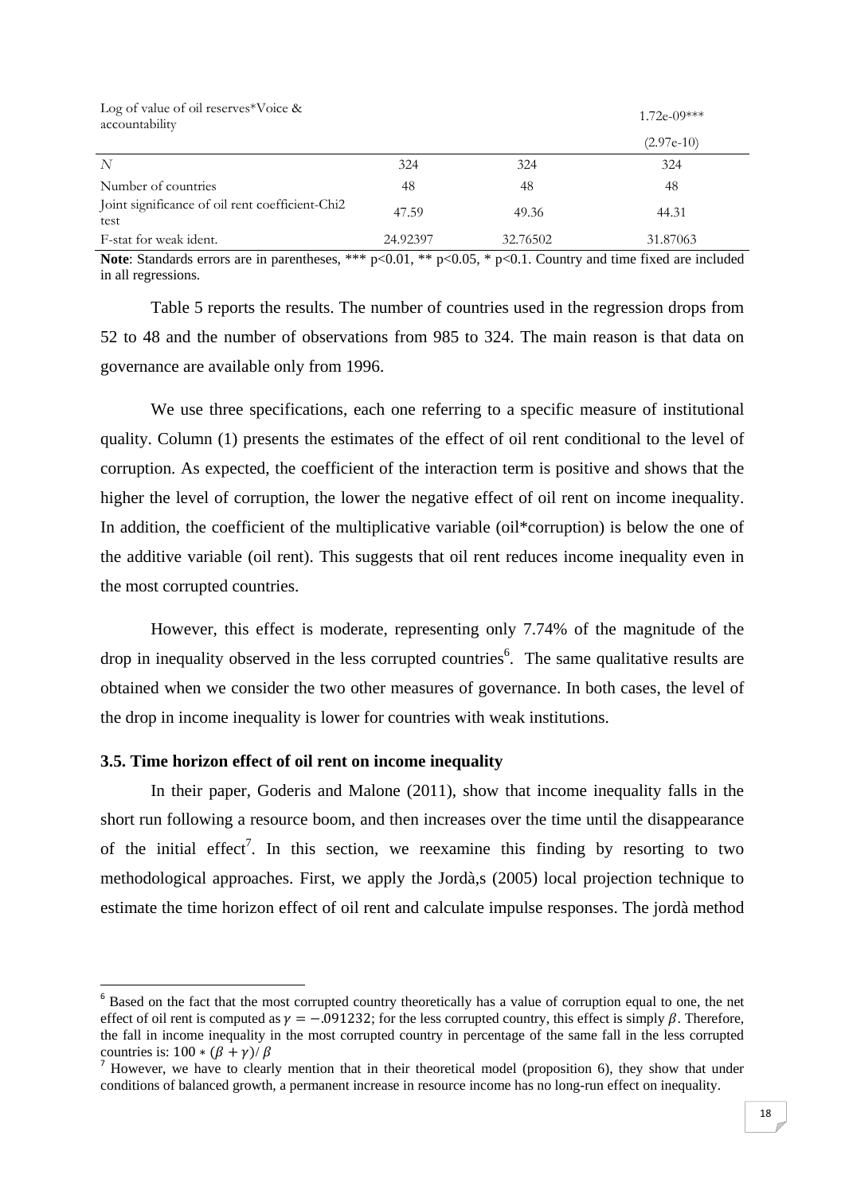|  |  |  |  |
|---|---|---|---|
| Log of value of oil reserves*Voice & accountability |  |  | 1.72e-09*** |
|  |  |  | (2.97e-10) |
| N | 324 | 324 | 324 |
| Number of countries | 48 | 48 | 48 |
| Joint significance of oil rent coefficient-Chi2 test | 47.59 | 49.36 | 44.31 |
| F-stat for weak ident. | 24.92397 | 32.76502 | 31.87063 |

**Note**: Standards errors are in parentheses, *** p<0.01, ** p<0.05, * p<0.1. Country and time fixed are included in all regressions.

Table 5 reports the results. The number of countries used in the regression drops from 52 to 48 and the number of observations from 985 to 324. The main reason is that data on governance are available only from 1996.

We use three specifications, each one referring to a specific measure of institutional quality. Column (1) presents the estimates of the effect of oil rent conditional to the level of corruption. As expected, the coefficient of the interaction term is positive and shows that the higher the level of corruption, the lower the negative effect of oil rent on income inequality. In addition, the coefficient of the multiplicative variable (oil*corruption) is below the one of the additive variable (oil rent). This suggests that oil rent reduces income inequality even in the most corrupted countries.

However, this effect is moderate, representing only 7.74% of the magnitude of the drop in inequality observed in the less corrupted countries[6]. The same qualitative results are obtained when we consider the two other measures of governance. In both cases, the level of the drop in income inequality is lower for countries with weak institutions.

### 3.5. Time horizon effect of oil rent on income inequality

In their paper, Goderis and Malone (2011), show that income inequality falls in the short run following a resource boom, and then increases over the time until the disappearance of the initial effect[7]. In this section, we reexamine this finding by resorting to two methodological approaches. First, we apply the Jordà,s (2005) local projection technique to estimate the time horizon effect of oil rent and calculate impulse responses. The jordà method

[6] Based on the fact that the most corrupted country theoretically has a value of corruption equal to one, the net effect of oil rent is computed as $\gamma = -.091232$; for the less corrupted country, this effect is simply $\beta$. Therefore, the fall in income inequality in the most corrupted country in percentage of the same fall in the less corrupted countries is: $100 * (\beta + \gamma)/\beta$

[7] However, we have to clearly mention that in their theoretical model (proposition 6), they show that under conditions of balanced growth, a permanent increase in resource income has no long-run effect on inequality.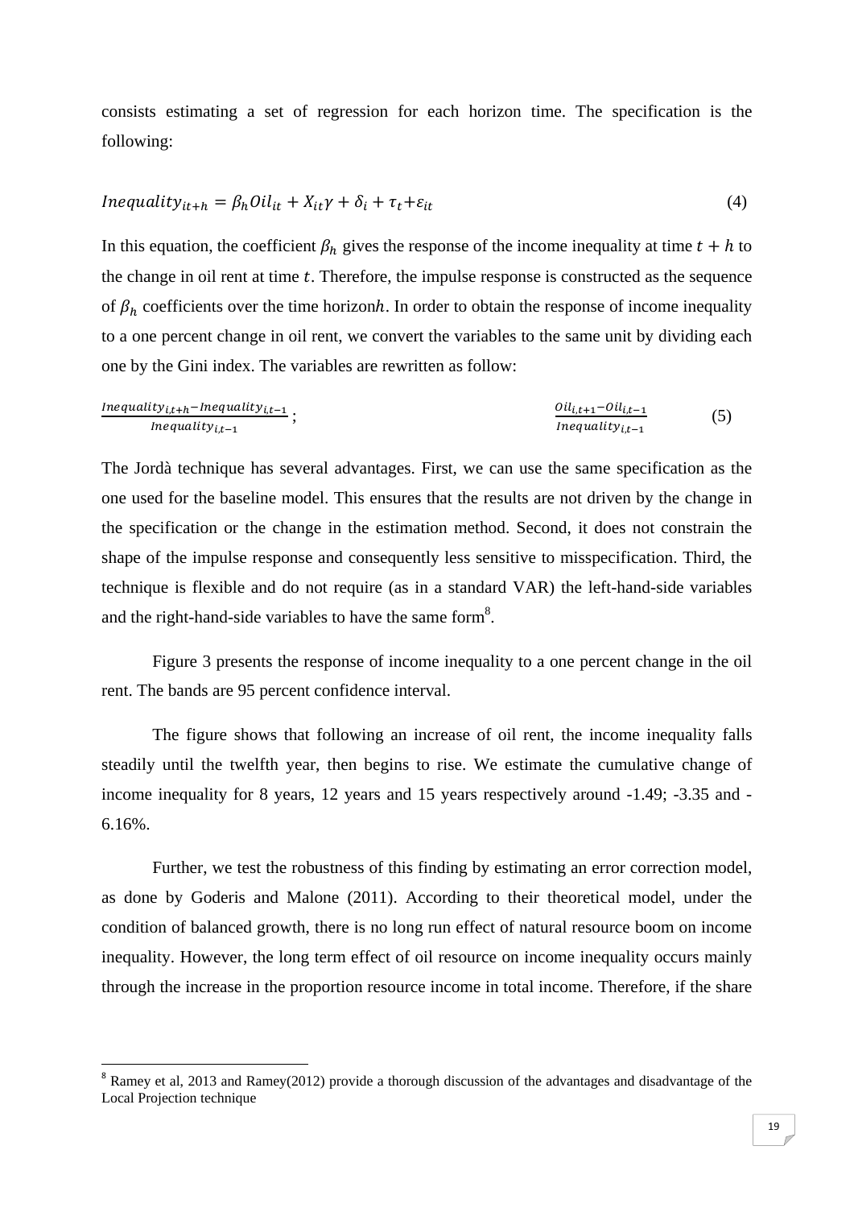consists estimating a set of regression for each horizon time. The specification is the following:

$$Inequality_{it+h} = \beta_h Oil_{it} + X_{it}\gamma + \delta_i + \tau_t + \varepsilon_{it} \tag{4}$$

In this equation, the coefficient $\beta_h$ gives the response of the income inequality at time $t + h$ to the change in oil rent at time $t$. Therefore, the impulse response is constructed as the sequence of $\beta_h$ coefficients over the time horizon$h$. In order to obtain the response of income inequality to a one percent change in oil rent, we convert the variables to the same unit by dividing each one by the Gini index. The variables are rewritten as follow:

$$\frac{Inequality_{i,t+h} - Inequality_{i,t-1}}{Inequality_{i,t-1}}; \qquad \frac{Oil_{i,t+1} - Oil_{i,t-1}}{Inequality_{i,t-1}} \tag{5}$$

The Jordà technique has several advantages. First, we can use the same specification as the one used for the baseline model. This ensures that the results are not driven by the change in the specification or the change in the estimation method. Second, it does not constrain the shape of the impulse response and consequently less sensitive to misspecification. Third, the technique is flexible and do not require (as in a standard VAR) the left-hand-side variables and the right-hand-side variables to have the same form[8].

Figure 3 presents the response of income inequality to a one percent change in the oil rent. The bands are 95 percent confidence interval.

The figure shows that following an increase of oil rent, the income inequality falls steadily until the twelfth year, then begins to rise. We estimate the cumulative change of income inequality for 8 years, 12 years and 15 years respectively around -1.49; -3.35 and -6.16%.

Further, we test the robustness of this finding by estimating an error correction model, as done by Goderis and Malone (2011). According to their theoretical model, under the condition of balanced growth, there is no long run effect of natural resource boom on income inequality. However, the long term effect of oil resource on income inequality occurs mainly through the increase in the proportion resource income in total income. Therefore, if the share

[8] Ramey et al, 2013 and Ramey(2012) provide a thorough discussion of the advantages and disadvantage of the Local Projection technique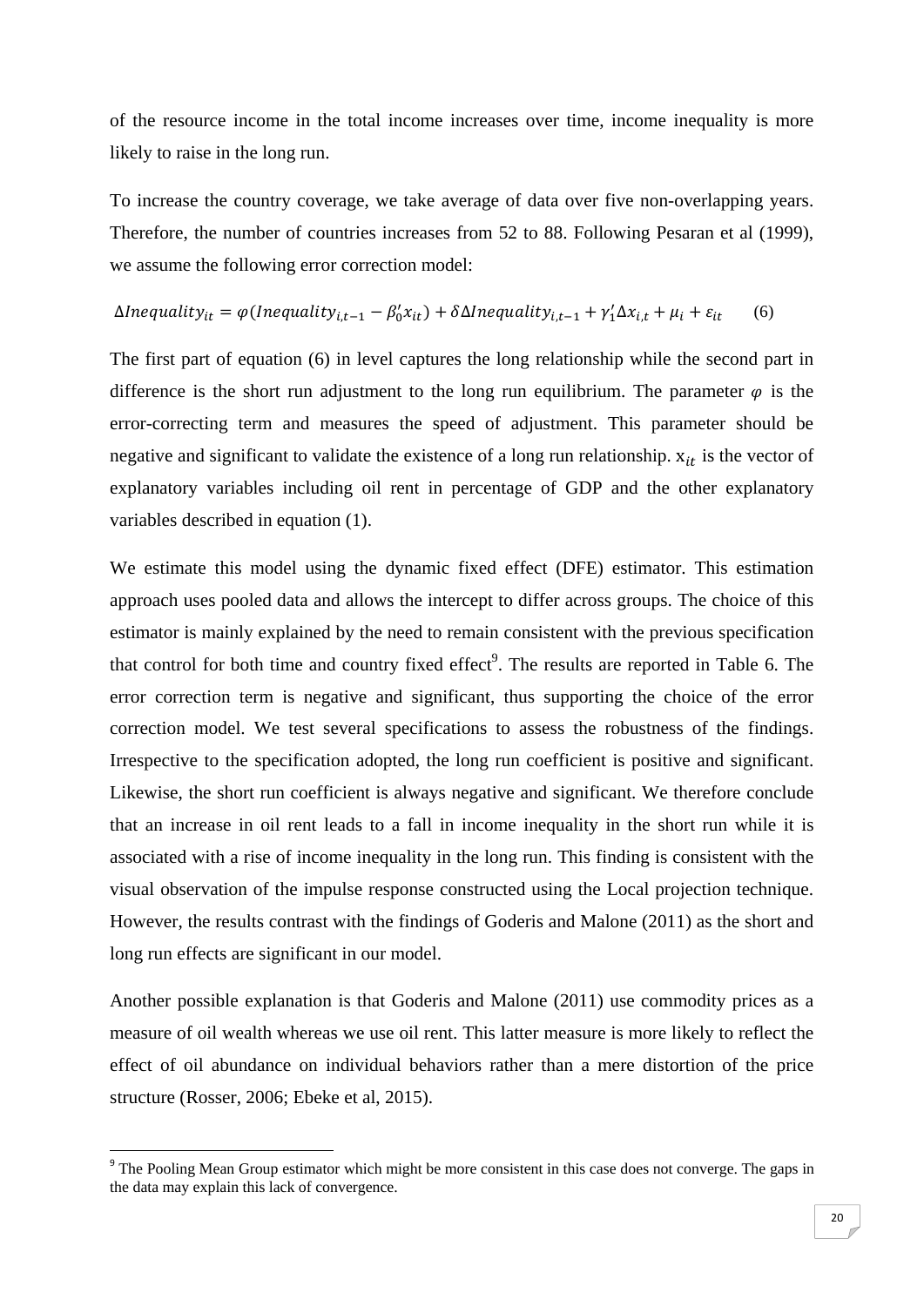of the resource income in the total income increases over time, income inequality is more likely to raise in the long run.

To increase the country coverage, we take average of data over five non-overlapping years. Therefore, the number of countries increases from 52 to 88. Following Pesaran et al (1999), we assume the following error correction model:

$$\Delta Inequality_{it} = \varphi(Inequality_{i,t-1} - \beta_0' x_{it}) + \delta \Delta Inequality_{i,t-1} + \gamma_1' \Delta x_{i,t} + \mu_i + \varepsilon_{it} \qquad (6)$$

The first part of equation (6) in level captures the long relationship while the second part in difference is the short run adjustment to the long run equilibrium. The parameter $\varphi$ is the error-correcting term and measures the speed of adjustment. This parameter should be negative and significant to validate the existence of a long run relationship. $x_{it}$ is the vector of explanatory variables including oil rent in percentage of GDP and the other explanatory variables described in equation (1).

We estimate this model using the dynamic fixed effect (DFE) estimator. This estimation approach uses pooled data and allows the intercept to differ across groups. The choice of this estimator is mainly explained by the need to remain consistent with the previous specification that control for both time and country fixed effect[9]. The results are reported in Table 6. The error correction term is negative and significant, thus supporting the choice of the error correction model. We test several specifications to assess the robustness of the findings. Irrespective to the specification adopted, the long run coefficient is positive and significant. Likewise, the short run coefficient is always negative and significant. We therefore conclude that an increase in oil rent leads to a fall in income inequality in the short run while it is associated with a rise of income inequality in the long run. This finding is consistent with the visual observation of the impulse response constructed using the Local projection technique. However, the results contrast with the findings of Goderis and Malone (2011) as the short and long run effects are significant in our model.

Another possible explanation is that Goderis and Malone (2011) use commodity prices as a measure of oil wealth whereas we use oil rent. This latter measure is more likely to reflect the effect of oil abundance on individual behaviors rather than a mere distortion of the price structure (Rosser, 2006; Ebeke et al, 2015).

[9] The Pooling Mean Group estimator which might be more consistent in this case does not converge. The gaps in the data may explain this lack of convergence.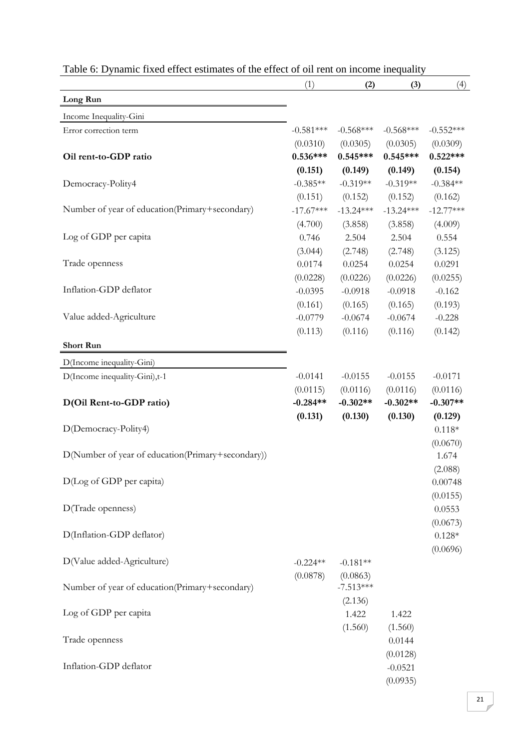Table 6: Dynamic fixed effect estimates of the effect of oil rent on income inequality

| | (1) | **(2)** | **(3)** | (4) |
|---|---|---|---|---|
| **Long Run** | | | | |
| Income Inequality-Gini | | | | |
| Error correction term | -0.581*** | -0.568*** | -0.568*** | -0.552*** |
| | (0.0310) | (0.0305) | (0.0305) | (0.0309) |
| **Oil rent-to-GDP ratio** | **0.536*** ** | **0.545*** ** | **0.545*** ** | **0.522*** ** |
| | **(0.151)** | **(0.149)** | **(0.149)** | **(0.154)** |
| Democracy-Polity4 | -0.385** | -0.319** | -0.319** | -0.384** |
| | (0.151) | (0.152) | (0.152) | (0.162) |
| Number of year of education(Primary+secondary) | -17.67*** | -13.24*** | -13.24*** | -12.77*** |
| | (4.700) | (3.858) | (3.858) | (4.009) |
| Log of GDP per capita | 0.746 | 2.504 | 2.504 | 0.554 |
| | (3.044) | (2.748) | (2.748) | (3.125) |
| Trade openness | 0.0174 | 0.0254 | 0.0254 | 0.0291 |
| | (0.0228) | (0.0226) | (0.0226) | (0.0255) |
| Inflation-GDP deflator | -0.0395 | -0.0918 | -0.0918 | -0.162 |
| | (0.161) | (0.165) | (0.165) | (0.193) |
| Value added-Agriculture | -0.0779 | -0.0674 | -0.0674 | -0.228 |
| | (0.113) | (0.116) | (0.116) | (0.142) |
| **Short Run** | | | | |
| D(Income inequality-Gini) | | | | |
| D(Income inequality-Gini),t-1 | -0.0141 | -0.0155 | -0.0155 | -0.0171 |
| | (0.0115) | (0.0116) | (0.0116) | (0.0116) |
| **D(Oil Rent-to-GDP ratio)** | **-0.284** ** | **-0.302** ** | **-0.302** ** | **-0.307** ** |
| | **(0.131)** | **(0.130)** | **(0.130)** | **(0.129)** |
| D(Democracy-Polity4) | | | | 0.118* |
| | | | | (0.0670) |
| D(Number of year of education(Primary+secondary)) | | | | 1.674 |
| | | | | (2.088) |
| D(Log of GDP per capita) | | | | 0.00748 |
| | | | | (0.0155) |
| D(Trade openness) | | | | 0.0553 |
| | | | | (0.0673) |
| D(Inflation-GDP deflator) | | | | 0.128* |
| | | | | (0.0696) |
| D(Value added-Agriculture) | -0.224** | -0.181** | | |
| | (0.0878) | (0.0863) | | |
| Number of year of education(Primary+secondary) | | -7.513*** | | |
| | | (2.136) | | |
| Log of GDP per capita | | 1.422 | 1.422 | |
| | | (1.560) | (1.560) | |
| Trade openness | | | 0.0144 | |
| | | | (0.0128) | |
| Inflation-GDP deflator | | | -0.0521 | |
| | | | (0.0935) | |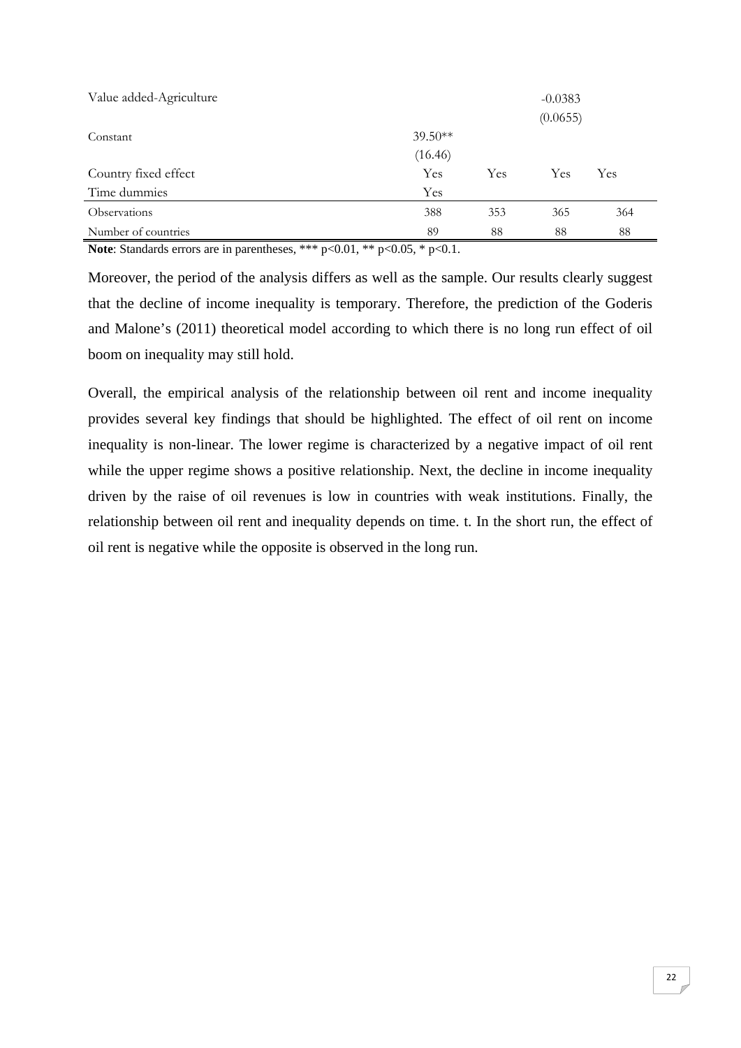| | | | | |
|---|---|---|---|---|
| Value added-Agriculture | | | -0.0383 | |
| | | | (0.0655) | |
| Constant | 39.50** | | | |
| | (16.46) | | | |
| Country fixed effect | Yes | Yes | Yes | Yes |
| Time dummies | Yes | | | |
| Observations | 388 | 353 | 365 | 364 |
| Number of countries | 89 | 88 | 88 | 88 |

**Note**: Standards errors are in parentheses, *** $p<0.01$, ** $p<0.05$, * $p<0.1$.

Moreover, the period of the analysis differs as well as the sample. Our results clearly suggest that the decline of income inequality is temporary. Therefore, the prediction of the Goderis and Malone's (2011) theoretical model according to which there is no long run effect of oil boom on inequality may still hold.

Overall, the empirical analysis of the relationship between oil rent and income inequality provides several key findings that should be highlighted. The effect of oil rent on income inequality is non-linear. The lower regime is characterized by a negative impact of oil rent while the upper regime shows a positive relationship. Next, the decline in income inequality driven by the raise of oil revenues is low in countries with weak institutions. Finally, the relationship between oil rent and inequality depends on time. t. In the short run, the effect of oil rent is negative while the opposite is observed in the long run.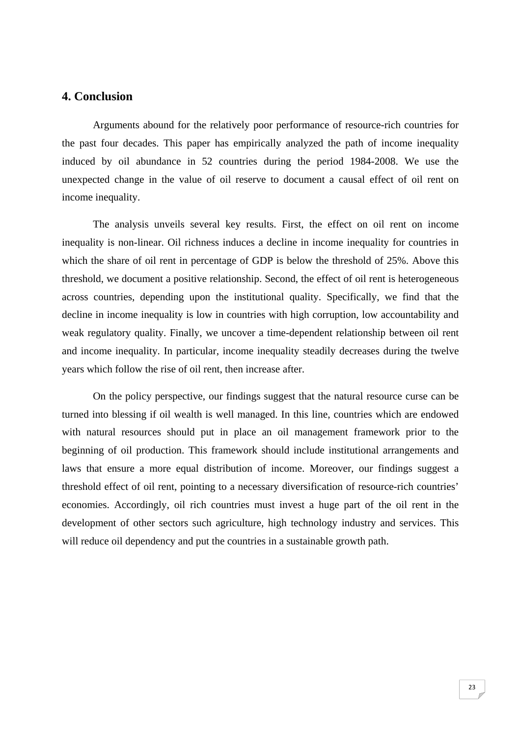## 4. Conclusion

Arguments abound for the relatively poor performance of resource-rich countries for the past four decades. This paper has empirically analyzed the path of income inequality induced by oil abundance in 52 countries during the period 1984-2008. We use the unexpected change in the value of oil reserve to document a causal effect of oil rent on income inequality.

The analysis unveils several key results. First, the effect on oil rent on income inequality is non-linear. Oil richness induces a decline in income inequality for countries in which the share of oil rent in percentage of GDP is below the threshold of 25%. Above this threshold, we document a positive relationship. Second, the effect of oil rent is heterogeneous across countries, depending upon the institutional quality. Specifically, we find that the decline in income inequality is low in countries with high corruption, low accountability and weak regulatory quality. Finally, we uncover a time-dependent relationship between oil rent and income inequality. In particular, income inequality steadily decreases during the twelve years which follow the rise of oil rent, then increase after.

On the policy perspective, our findings suggest that the natural resource curse can be turned into blessing if oil wealth is well managed. In this line, countries which are endowed with natural resources should put in place an oil management framework prior to the beginning of oil production. This framework should include institutional arrangements and laws that ensure a more equal distribution of income. Moreover, our findings suggest a threshold effect of oil rent, pointing to a necessary diversification of resource-rich countries' economies. Accordingly, oil rich countries must invest a huge part of the oil rent in the development of other sectors such agriculture, high technology industry and services. This will reduce oil dependency and put the countries in a sustainable growth path.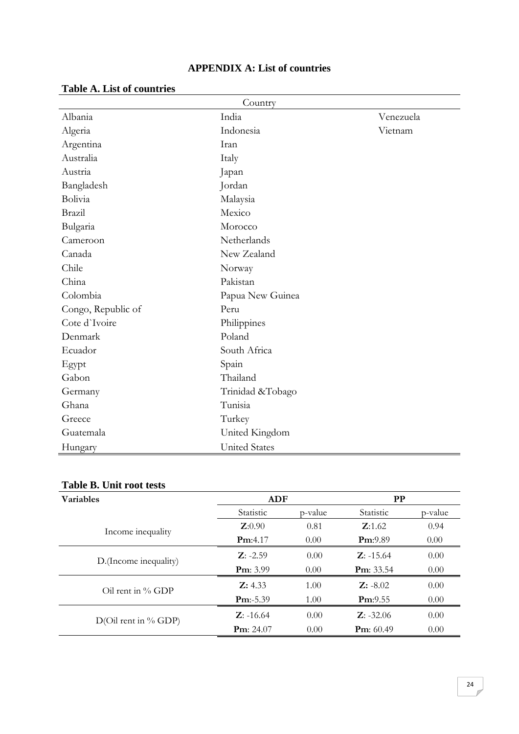# APPENDIX A: List of countries

**Table A. List of countries**

| Country | | |
|---|---|---|
| Albania | India | Venezuela |
| Algeria | Indonesia | Vietnam |
| Argentina | Iran | |
| Australia | Italy | |
| Austria | Japan | |
| Bangladesh | Jordan | |
| Bolivia | Malaysia | |
| Brazil | Mexico | |
| Bulgaria | Morocco | |
| Cameroon | Netherlands | |
| Canada | New Zealand | |
| Chile | Norway | |
| China | Pakistan | |
| Colombia | Papua New Guinea | |
| Congo, Republic of | Peru | |
| Cote d`Ivoire | Philippines | |
| Denmark | Poland | |
| Ecuador | South Africa | |
| Egypt | Spain | |
| Gabon | Thailand | |
| Germany | Trinidad &Tobago | |
| Ghana | Tunisia | |
| Greece | Turkey | |
| Guatemala | United Kingdom | |
| Hungary | United States | |

**Table B. Unit root tests**

| Variables | ADF | | PP | |
|---|---|---|---|---|
| | Statistic | p-value | Statistic | p-value |
| Income inequality | **Z**:0.90 | 0.81 | **Z**:1.62 | 0.94 |
| | **Pm**:4.17 | 0.00 | **Pm**:9.89 | 0.00 |
| D.(Income inequality) | **Z**: -2.59 | 0.00 | **Z**: -15.64 | 0.00 |
| | **Pm**: 3.99 | 0.00 | **Pm**: 33.54 | 0.00 |
| Oil rent in % GDP | **Z:** 4.33 | 1.00 | **Z:** -8.02 | 0.00 |
| | **Pm**:-5.39 | 1.00 | **Pm**:9.55 | 0.00 |
| D(Oil rent in % GDP) | **Z**: -16.64 | 0.00 | **Z**: -32.06 | 0.00 |
| | **Pm**: 24.07 | 0.00 | **Pm**: 60.49 | 0.00 |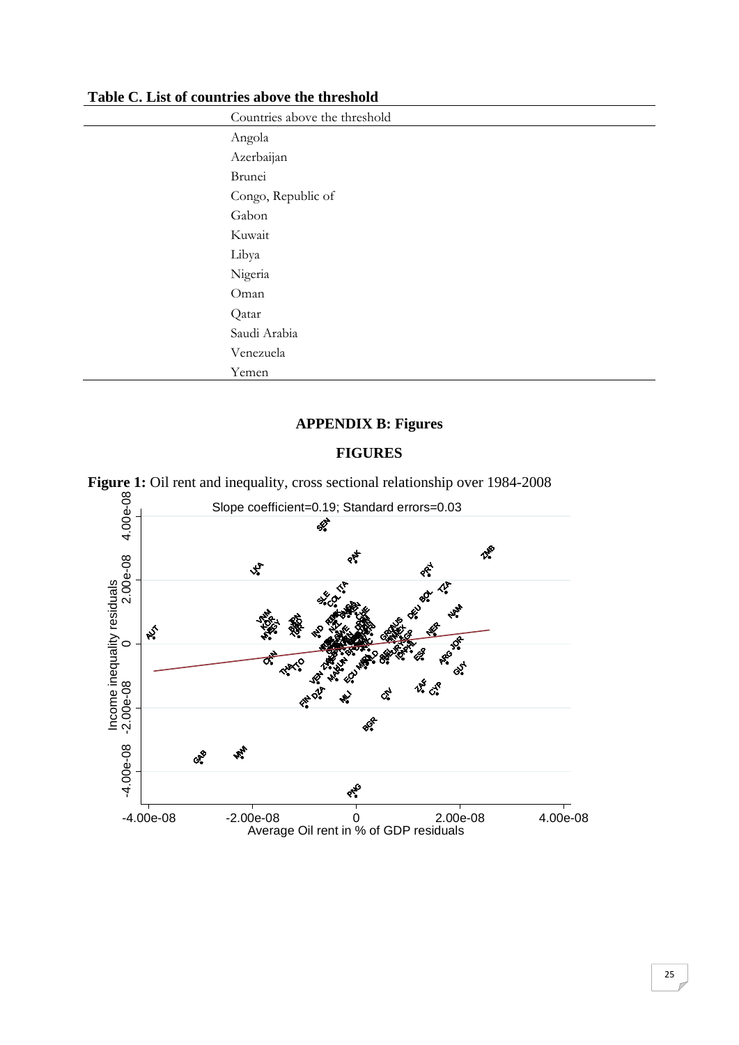**Table C. List of countries above the threshold**

| Countries above the threshold |
|---|
| Angola |
| Azerbaijan |
| Brunei |
| Congo, Republic of |
| Gabon |
| Kuwait |
| Libya |
| Nigeria |
| Oman |
| Qatar |
| Saudi Arabia |
| Venezuela |
| Yemen |

## APPENDIX B: Figures

## FIGURES

**Figure 1:** Oil rent and inequality, cross sectional relationship over 1984-2008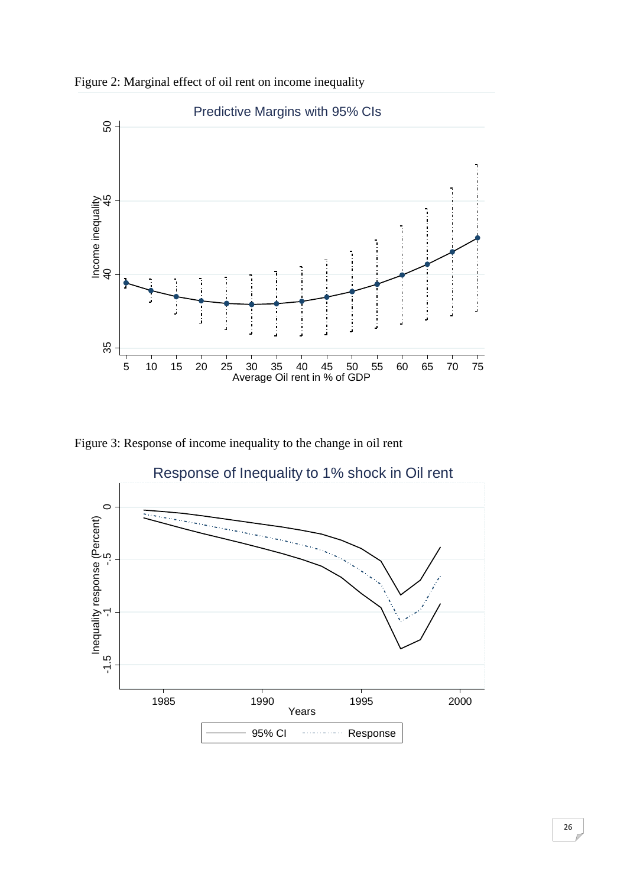Figure 2: Marginal effect of oil rent on income inequality

Figure 3: Response of income inequality to the change in oil rent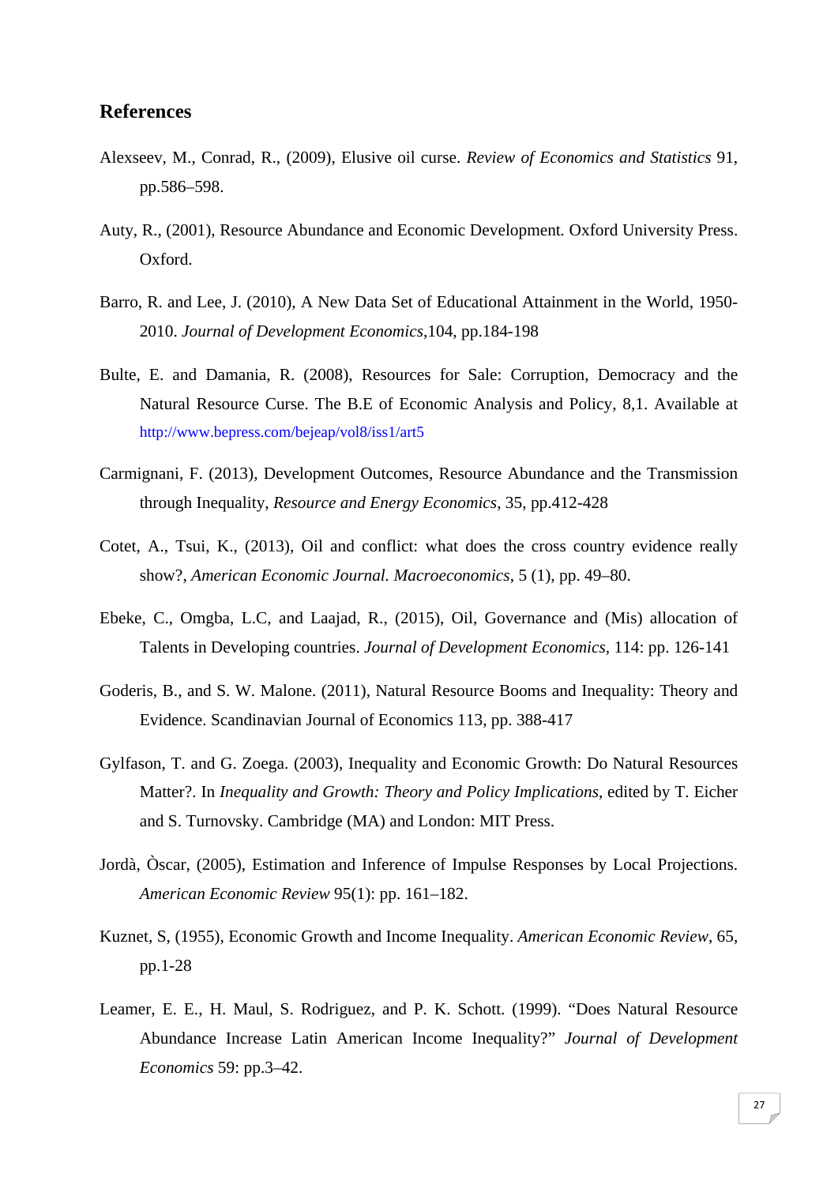## References

Alexseev, M., Conrad, R., (2009), Elusive oil curse. *Review of Economics and Statistics* 91, pp.586–598.

Auty, R., (2001), Resource Abundance and Economic Development*.* Oxford University Press. Oxford.

Barro, R. and Lee, J. (2010), A New Data Set of Educational Attainment in the World, 1950-2010. *Journal of Development Economics*,104, pp.184-198

Bulte, E. and Damania, R. (2008), Resources for Sale: Corruption, Democracy and the Natural Resource Curse. The B.E of Economic Analysis and Policy, 8,1. Available at http://www.bepress.com/bejeap/vol8/iss1/art5

Carmignani, F. (2013), Development Outcomes, Resource Abundance and the Transmission through Inequality, *Resource and Energy Economics*, 35, pp.412-428

Cotet, A., Tsui, K., (2013), Oil and conflict: what does the cross country evidence really show?, *American Economic Journal. Macroeconomics*, 5 (1), pp. 49–80.

Ebeke, C., Omgba, L.C, and Laajad, R., (2015), Oil, Governance and (Mis) allocation of Talents in Developing countries. *Journal of Development Economics*, 114: pp. 126-141

Goderis, B., and S. W. Malone. (2011), Natural Resource Booms and Inequality: Theory and Evidence. Scandinavian Journal of Economics 113, pp. 388-417

Gylfason, T. and G. Zoega. (2003), Inequality and Economic Growth: Do Natural Resources Matter?. In *Inequality and Growth: Theory and Policy Implications*, edited by T. Eicher and S. Turnovsky. Cambridge (MA) and London: MIT Press.

Jordà, Òscar, (2005), Estimation and Inference of Impulse Responses by Local Projections. *American Economic Review* 95(1): pp. 161–182.

Kuznet, S, (1955), Economic Growth and Income Inequality. *American Economic Review*, 65, pp.1-28

Leamer, E. E., H. Maul, S. Rodriguez, and P. K. Schott. (1999). "Does Natural Resource Abundance Increase Latin American Income Inequality?" *Journal of Development Economics* 59: pp.3–42.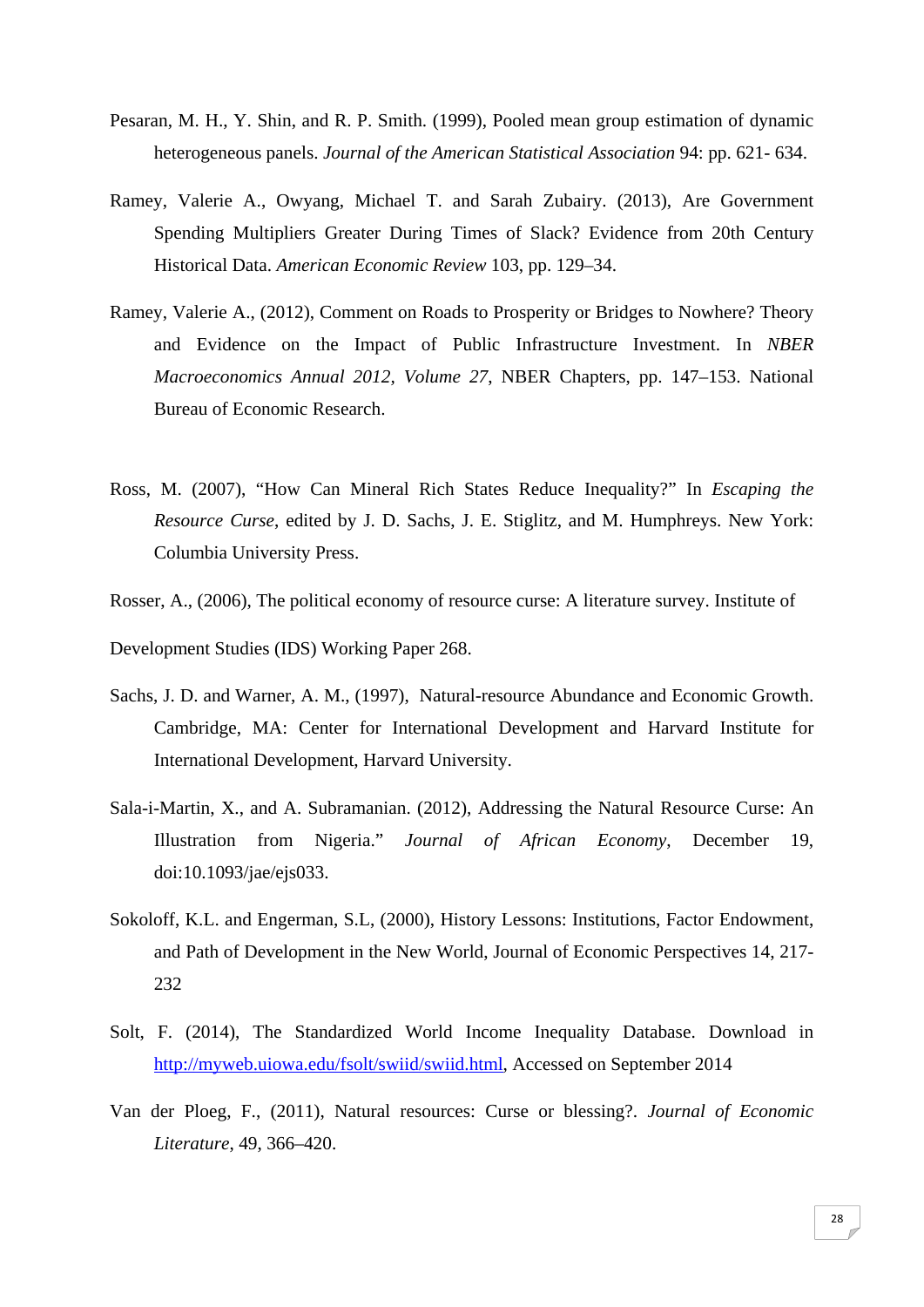Pesaran, M. H., Y. Shin, and R. P. Smith. (1999), Pooled mean group estimation of dynamic heterogeneous panels. *Journal of the American Statistical Association* 94: pp. 621- 634.

Ramey, Valerie A., Owyang, Michael T. and Sarah Zubairy. (2013), Are Government Spending Multipliers Greater During Times of Slack? Evidence from 20th Century Historical Data. *American Economic Review* 103, pp. 129–34.

Ramey, Valerie A., (2012), Comment on Roads to Prosperity or Bridges to Nowhere? Theory and Evidence on the Impact of Public Infrastructure Investment. In *NBER Macroeconomics Annual 2012, Volume 27*, NBER Chapters, pp. 147–153. National Bureau of Economic Research.

Ross, M. (2007), "How Can Mineral Rich States Reduce Inequality?" In *Escaping the Resource Curse*, edited by J. D. Sachs, J. E. Stiglitz, and M. Humphreys. New York: Columbia University Press.

Rosser, A., (2006), The political economy of resource curse: A literature survey. Institute of

Development Studies (IDS) Working Paper 268.

Sachs, J. D. and Warner, A. M., (1997), Natural-resource Abundance and Economic Growth. Cambridge, MA: Center for International Development and Harvard Institute for International Development, Harvard University.

Sala-i-Martin, X., and A. Subramanian. (2012), Addressing the Natural Resource Curse: An Illustration from Nigeria." *Journal of African Economy*, December 19, doi:10.1093/jae/ejs033.

Sokoloff, K.L. and Engerman, S.L, (2000), History Lessons: Institutions, Factor Endowment, and Path of Development in the New World, Journal of Economic Perspectives 14, 217-232

Solt, F. (2014), The Standardized World Income Inequality Database. Download in http://myweb.uiowa.edu/fsolt/swiid/swiid.html, Accessed on September 2014

Van der Ploeg, F., (2011), Natural resources: Curse or blessing?. *Journal of Economic Literature*, 49, 366–420.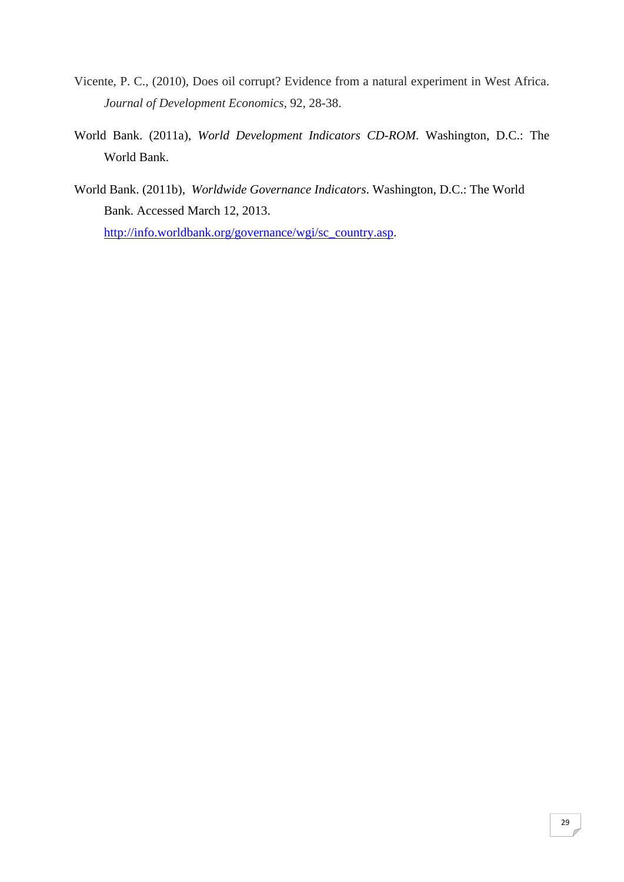Vicente, P. C., (2010), Does oil corrupt? Evidence from a natural experiment in West Africa. *Journal of Development Economics,* 92, 28-38.

World Bank. (2011a), *World Development Indicators CD-ROM*. Washington, D.C.: The World Bank.

World Bank. (2011b), *Worldwide Governance Indicators*. Washington, D.C.: The World Bank. Accessed March 12, 2013. http://info.worldbank.org/governance/wgi/sc_country.asp.